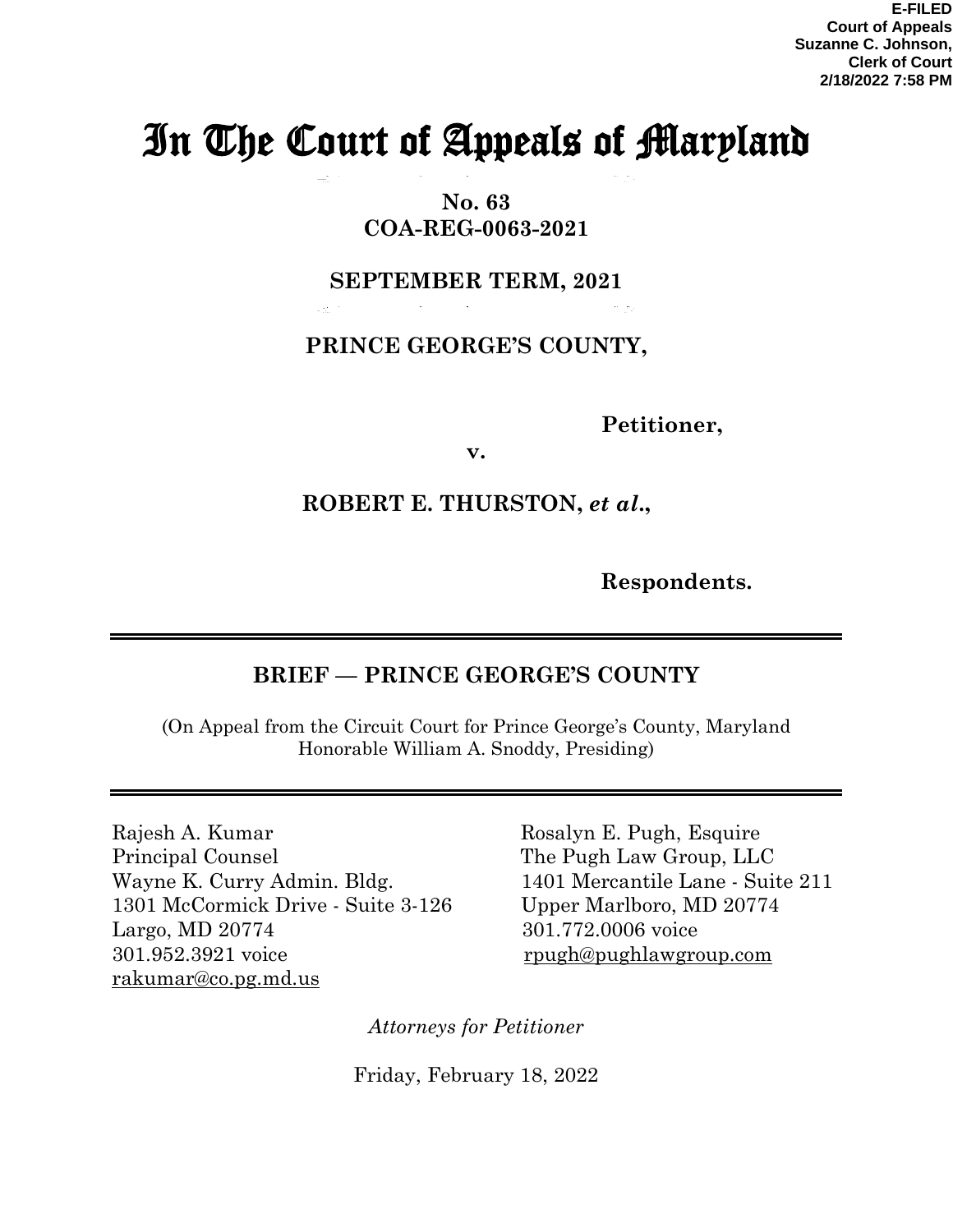E-FILED
Court of Appeals
Suzanne C. Johnson,
Clerk of Court
2/18/2022 7:58 PM

# In The Court of Appeals of Maryland

**No. 63**
**COA-REG-0063-2021**

**SEPTEMBER TERM, 2021**

**PRINCE GEORGE'S COUNTY,**

**Petitioner,**

**v.**

**ROBERT E. THURSTON, *et al.*,**

**Respondents.**

---

## BRIEF — PRINCE GEORGE'S COUNTY

(On Appeal from the Circuit Court for Prince George's County, Maryland
Honorable William A. Snoddy, Presiding)

---

Rajesh A. Kumar
Principal Counsel
Wayne K. Curry Admin. Bldg.
1301 McCormick Drive - Suite 3-126
Largo, MD 20774
301.952.3921 voice
rakumar@co.pg.md.us

Rosalyn E. Pugh, Esquire
The Pugh Law Group, LLC
1401 Mercantile Lane - Suite 211
Upper Marlboro, MD 20774
301.772.0006 voice
rpugh@pughlawgroup.com

*Attorneys for Petitioner*

Friday, February 18, 2022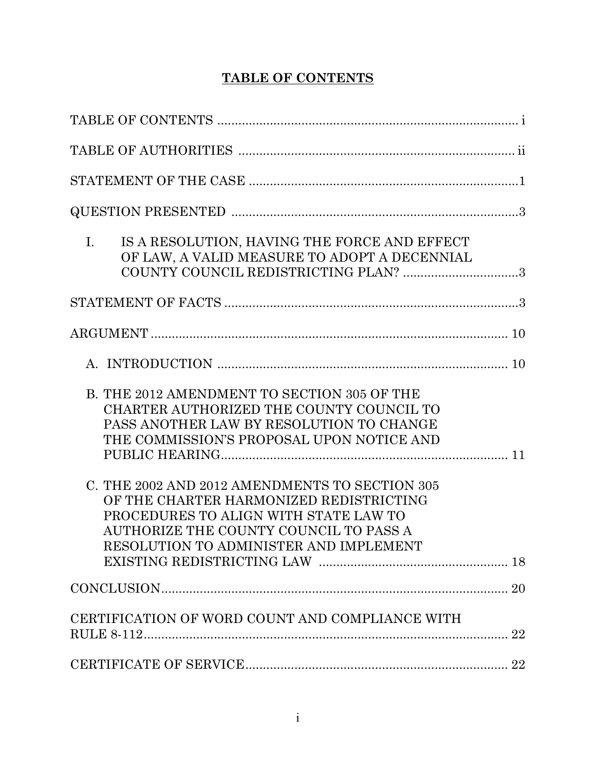# TABLE OF CONTENTS

TABLE OF CONTENTS ........................................................................................ i

TABLE OF AUTHORITIES ................................................................................ ii

STATEMENT OF THE CASE ..............................................................................1

QUESTION PRESENTED ...................................................................................3

I. IS A RESOLUTION, HAVING THE FORCE AND EFFECT OF LAW, A VALID MEASURE TO ADOPT A DECENNIAL COUNTY COUNCIL REDISTRICTING PLAN? ..................................3

STATEMENT OF FACTS .....................................................................................3

ARGUMENT ........................................................................................................ 10

A. INTRODUCTION ..................................................................................... 10

B. THE 2012 AMENDMENT TO SECTION 305 OF THE CHARTER AUTHORIZED THE COUNTY COUNCIL TO PASS ANOTHER LAW BY RESOLUTION TO CHANGE THE COMMISSION'S PROPOSAL UPON NOTICE AND PUBLIC HEARING.................................................................... 11

C. THE 2002 AND 2012 AMENDMENTS TO SECTION 305 OF THE CHARTER HARMONIZED REDISTRICTING PROCEDURES TO ALIGN WITH STATE LAW TO AUTHORIZE THE COUNTY COUNCIL TO PASS A RESOLUTION TO ADMINISTER AND IMPLEMENT EXISTING REDISTRICTING LAW ...................................................... 18

CONCLUSION..................................................................................................... 20

CERTIFICATION OF WORD COUNT AND COMPLIANCE WITH RULE 8-112......................................................................................................... 22

CERTIFICATE OF SERVICE............................................................................ 22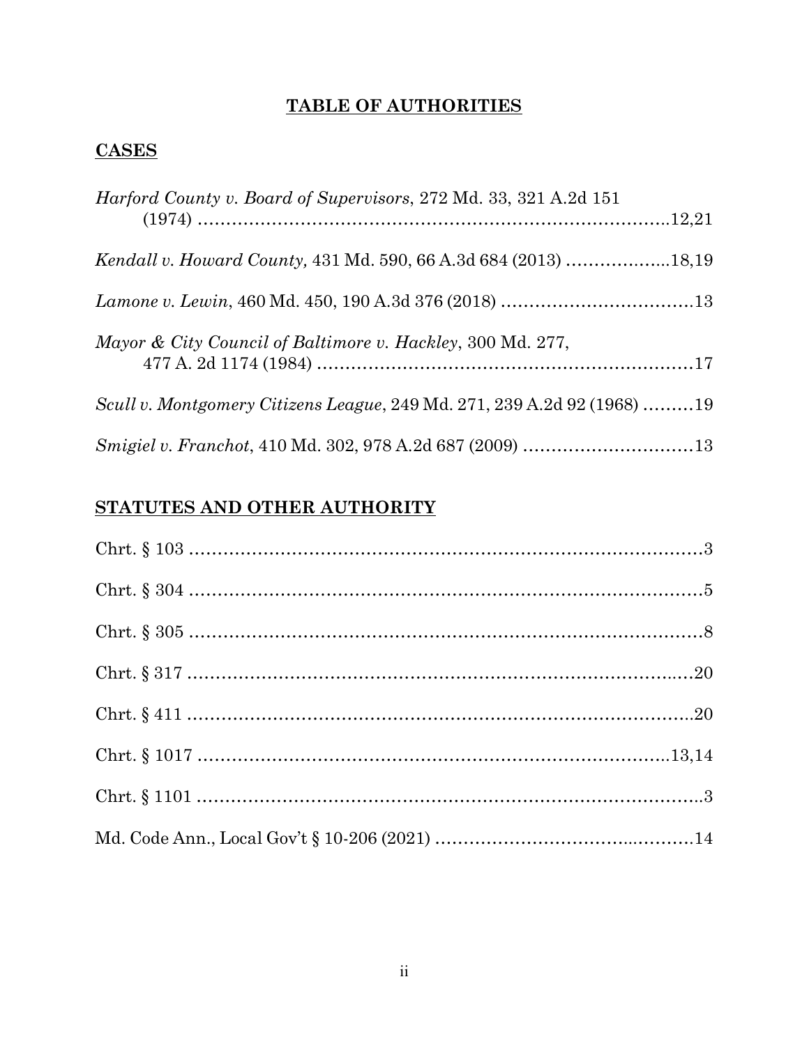# **TABLE OF AUTHORITIES**

## **CASES**

*Harford County v. Board of Supervisors*, 272 Md. 33, 321 A.2d 151 (1974) ........................................................................................12,21

*Kendall v. Howard County,* 431 Md. 590, 66 A.3d 684 (2013) ....................18,19

*Lamone v. Lewin*, 460 Md. 450, 190 A.3d 376 (2018) ....................................13

*Mayor & City Council of Baltimore v. Hackley*, 300 Md. 277, 477 A. 2d 1174 (1984) ......................................................................17

*Scull v. Montgomery Citizens League*, 249 Md. 271, 239 A.2d 92 (1968) .........19

*Smigiel v. Franchot*, 410 Md. 302, 978 A.2d 687 (2009) ..............................13

## **STATUTES AND OTHER AUTHORITY**

Chrt. § 103 ..........................................................................................3

Chrt. § 304 ..........................................................................................5

Chrt. § 305 ..........................................................................................8

Chrt. § 317 ........................................................................................20

Chrt. § 411 ........................................................................................20

Chrt. § 1017 ...................................................................................13,14

Chrt. § 1101 ........................................................................................3

Md. Code Ann., Local Gov't § 10-206 (2021) ...........................................14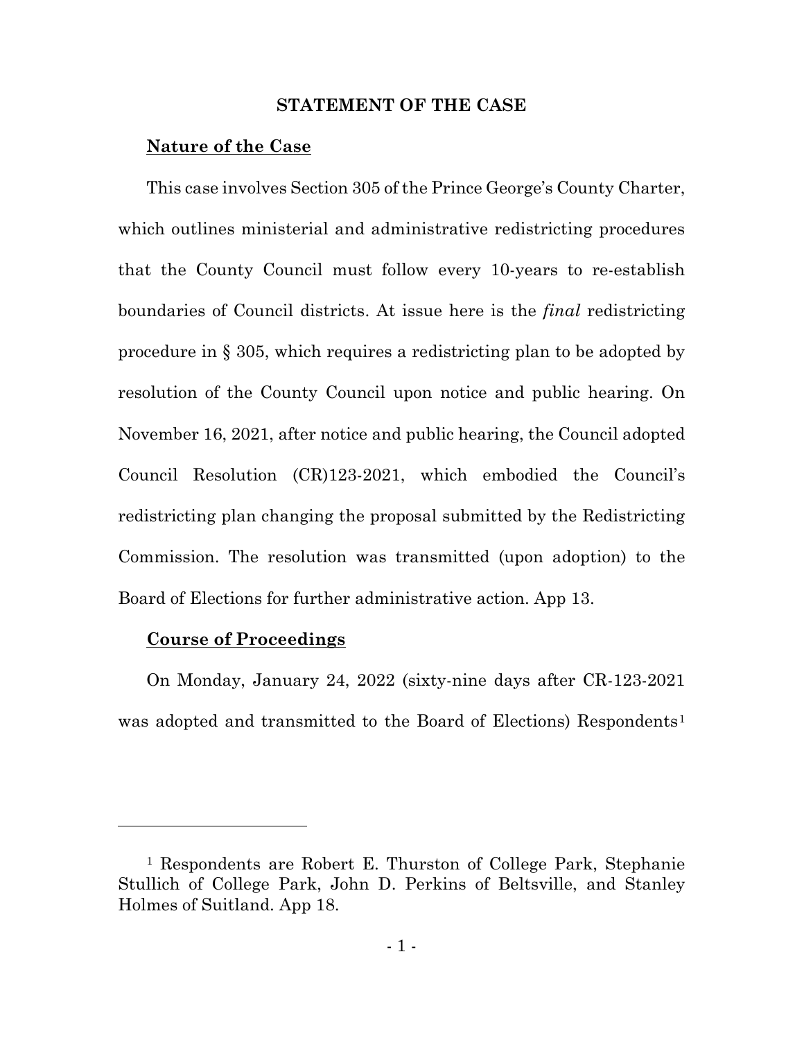## STATEMENT OF THE CASE

**Nature of the Case**

This case involves Section 305 of the Prince George's County Charter, which outlines ministerial and administrative redistricting procedures that the County Council must follow every 10-years to re-establish boundaries of Council districts. At issue here is the *final* redistricting procedure in § 305, which requires a redistricting plan to be adopted by resolution of the County Council upon notice and public hearing. On November 16, 2021, after notice and public hearing, the Council adopted Council Resolution (CR)123-2021, which embodied the Council's redistricting plan changing the proposal submitted by the Redistricting Commission. The resolution was transmitted (upon adoption) to the Board of Elections for further administrative action. App 13.

**Course of Proceedings**

On Monday, January 24, 2022 (sixty-nine days after CR-123-2021 was adopted and transmitted to the Board of Elections) Respondents[1]

---

[1] Respondents are Robert E. Thurston of College Park, Stephanie Stullich of College Park, John D. Perkins of Beltsville, and Stanley Holmes of Suitland. App 18.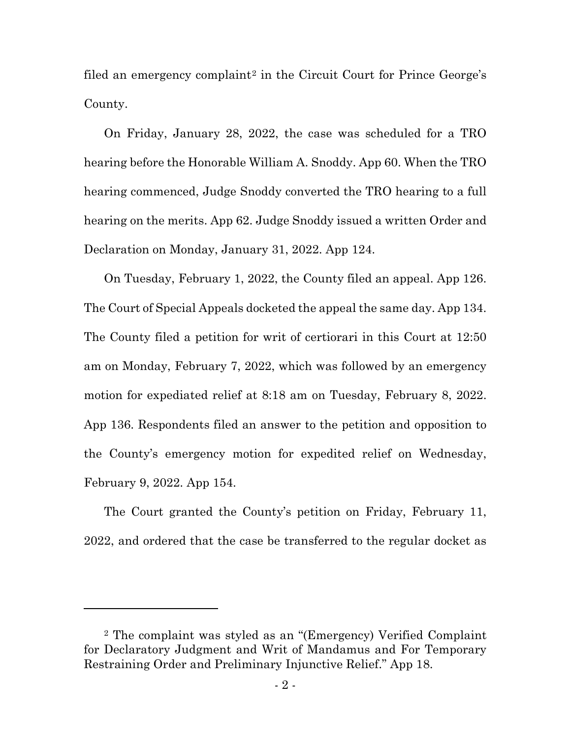filed an emergency complaint[2] in the Circuit Court for Prince George's County.

On Friday, January 28, 2022, the case was scheduled for a TRO hearing before the Honorable William A. Snoddy. App 60. When the TRO hearing commenced, Judge Snoddy converted the TRO hearing to a full hearing on the merits. App 62. Judge Snoddy issued a written Order and Declaration on Monday, January 31, 2022. App 124.

On Tuesday, February 1, 2022, the County filed an appeal. App 126. The Court of Special Appeals docketed the appeal the same day. App 134. The County filed a petition for writ of certiorari in this Court at 12:50 am on Monday, February 7, 2022, which was followed by an emergency motion for expediated relief at 8:18 am on Tuesday, February 8, 2022. App 136. Respondents filed an answer to the petition and opposition to the County's emergency motion for expedited relief on Wednesday, February 9, 2022. App 154.

The Court granted the County's petition on Friday, February 11, 2022, and ordered that the case be transferred to the regular docket as

---

[2] The complaint was styled as an "(Emergency) Verified Complaint for Declaratory Judgment and Writ of Mandamus and For Temporary Restraining Order and Preliminary Injunctive Relief." App 18.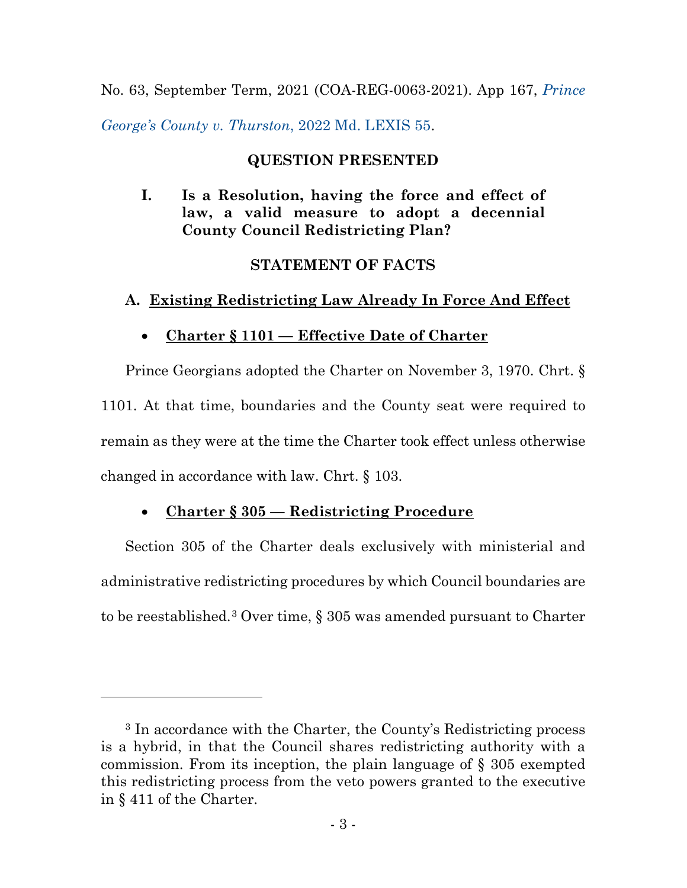No. 63, September Term, 2021 (COA-REG-0063-2021). App 167, *Prince George's County v. Thurston*, 2022 Md. LEXIS 55.

## QUESTION PRESENTED

**I. Is a Resolution, having the force and effect of law, a valid measure to adopt a decennial County Council Redistricting Plan?**

## STATEMENT OF FACTS

### A. <u>Existing Redistricting Law Already In Force And Effect</u>

- **<u>Charter § 1101 — Effective Date of Charter</u>**

Prince Georgians adopted the Charter on November 3, 1970. Chrt. § 1101. At that time, boundaries and the County seat were required to remain as they were at the time the Charter took effect unless otherwise changed in accordance with law. Chrt. § 103.

- **<u>Charter § 305 — Redistricting Procedure</u>**

Section 305 of the Charter deals exclusively with ministerial and administrative redistricting procedures by which Council boundaries are to be reestablished.[3] Over time, § 305 was amended pursuant to Charter

[3] In accordance with the Charter, the County's Redistricting process is a hybrid, in that the Council shares redistricting authority with a commission. From its inception, the plain language of § 305 exempted this redistricting process from the veto powers granted to the executive in § 411 of the Charter.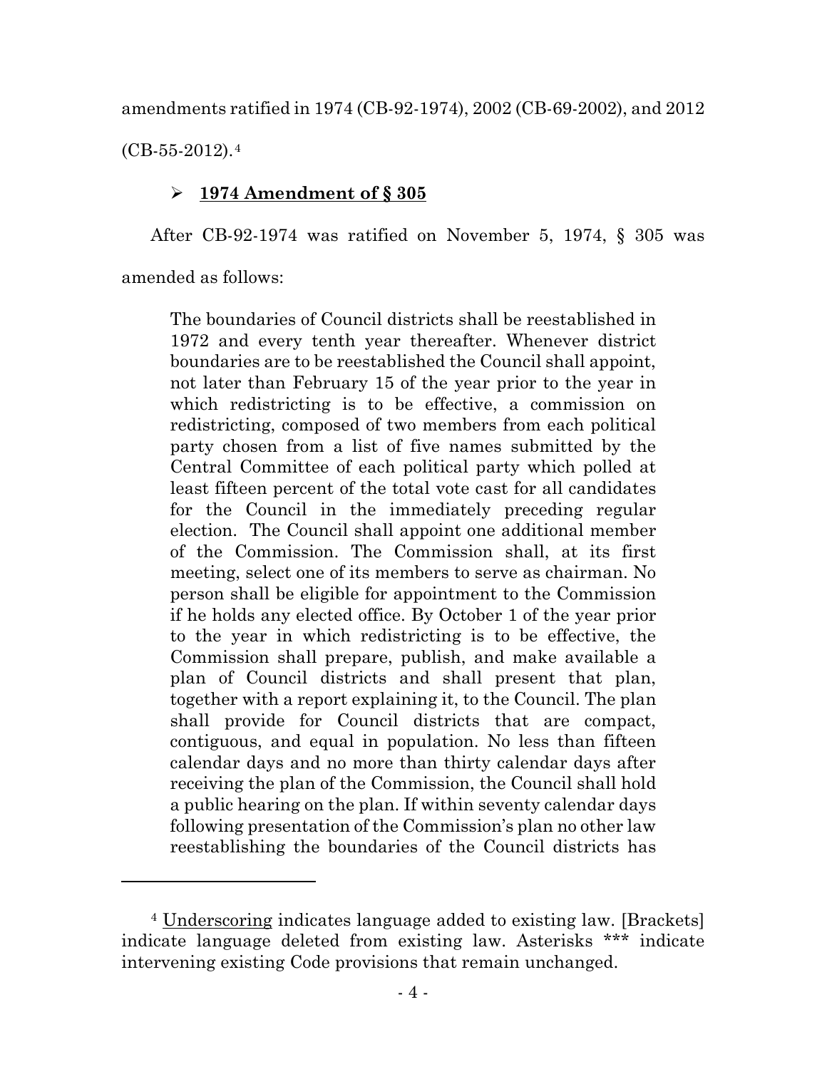amendments ratified in 1974 (CB-92-1974), 2002 (CB-69-2002), and 2012 (CB-55-2012).[4]

- **1974 Amendment of § 305**

After CB-92-1974 was ratified on November 5, 1974, § 305 was amended as follows:

> The boundaries of Council districts shall be reestablished in 1972 and every tenth year thereafter. Whenever district boundaries are to be reestablished the Council shall appoint, not later than February 15 of the year prior to the year in which redistricting is to be effective, a commission on redistricting, composed of two members from each political party chosen from a list of five names submitted by the Central Committee of each political party which polled at least fifteen percent of the total vote cast for all candidates for the Council in the immediately preceding regular election. The Council shall appoint one additional member of the Commission. The Commission shall, at its first meeting, select one of its members to serve as chairman. No person shall be eligible for appointment to the Commission if he holds any elected office. By October 1 of the year prior to the year in which redistricting is to be effective, the Commission shall prepare, publish, and make available a plan of Council districts and shall present that plan, together with a report explaining it, to the Council. The plan shall provide for Council districts that are compact, contiguous, and equal in population. No less than fifteen calendar days and no more than thirty calendar days after receiving the plan of the Commission, the Council shall hold a public hearing on the plan. If within seventy calendar days following presentation of the Commission's plan no other law reestablishing the boundaries of the Council districts has

[4] Underscoring indicates language added to existing law. [Brackets] indicate language deleted from existing law. Asterisks *** indicate intervening existing Code provisions that remain unchanged.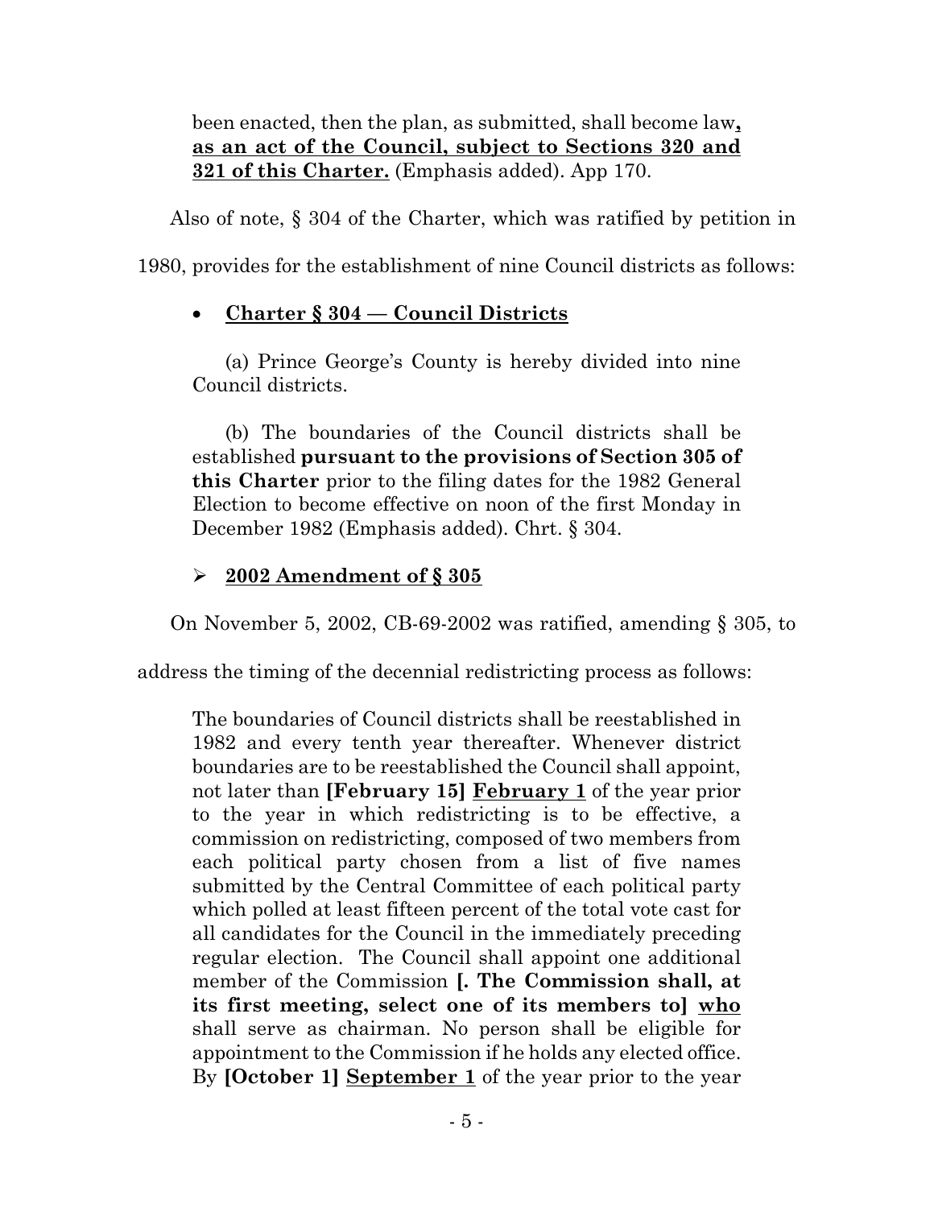> been enacted, then the plan, as submitted, shall become law**, <u>as an act of the Council, subject to Sections 320 and 321 of this Charter.</u>** (Emphasis added). App 170.

Also of note, § 304 of the Charter, which was ratified by petition in 1980, provides for the establishment of nine Council districts as follows:

- **<u>Charter § 304 — Council Districts</u>**

> (a) Prince George's County is hereby divided into nine Council districts.
>
> (b) The boundaries of the Council districts shall be established **pursuant to the provisions of Section 305 of this Charter** prior to the filing dates for the 1982 General Election to become effective on noon of the first Monday in December 1982 (Emphasis added). Chrt. § 304.

- **<u>2002 Amendment of § 305</u>**

On November 5, 2002, CB-69-2002 was ratified, amending § 305, to address the timing of the decennial redistricting process as follows:

> The boundaries of Council districts shall be reestablished in 1982 and every tenth year thereafter. Whenever district boundaries are to be reestablished the Council shall appoint, not later than **[February 15]** **<u>February 1</u>** of the year prior to the year in which redistricting is to be effective, a commission on redistricting, composed of two members from each political party chosen from a list of five names submitted by the Central Committee of each political party which polled at least fifteen percent of the total vote cast for all candidates for the Council in the immediately preceding regular election. The Council shall appoint one additional member of the Commission **[. The Commission shall, at its first meeting, select one of its members to]** **<u>who</u>** shall serve as chairman. No person shall be eligible for appointment to the Commission if he holds any elected office. By **[October 1]** **<u>September 1</u>** of the year prior to the year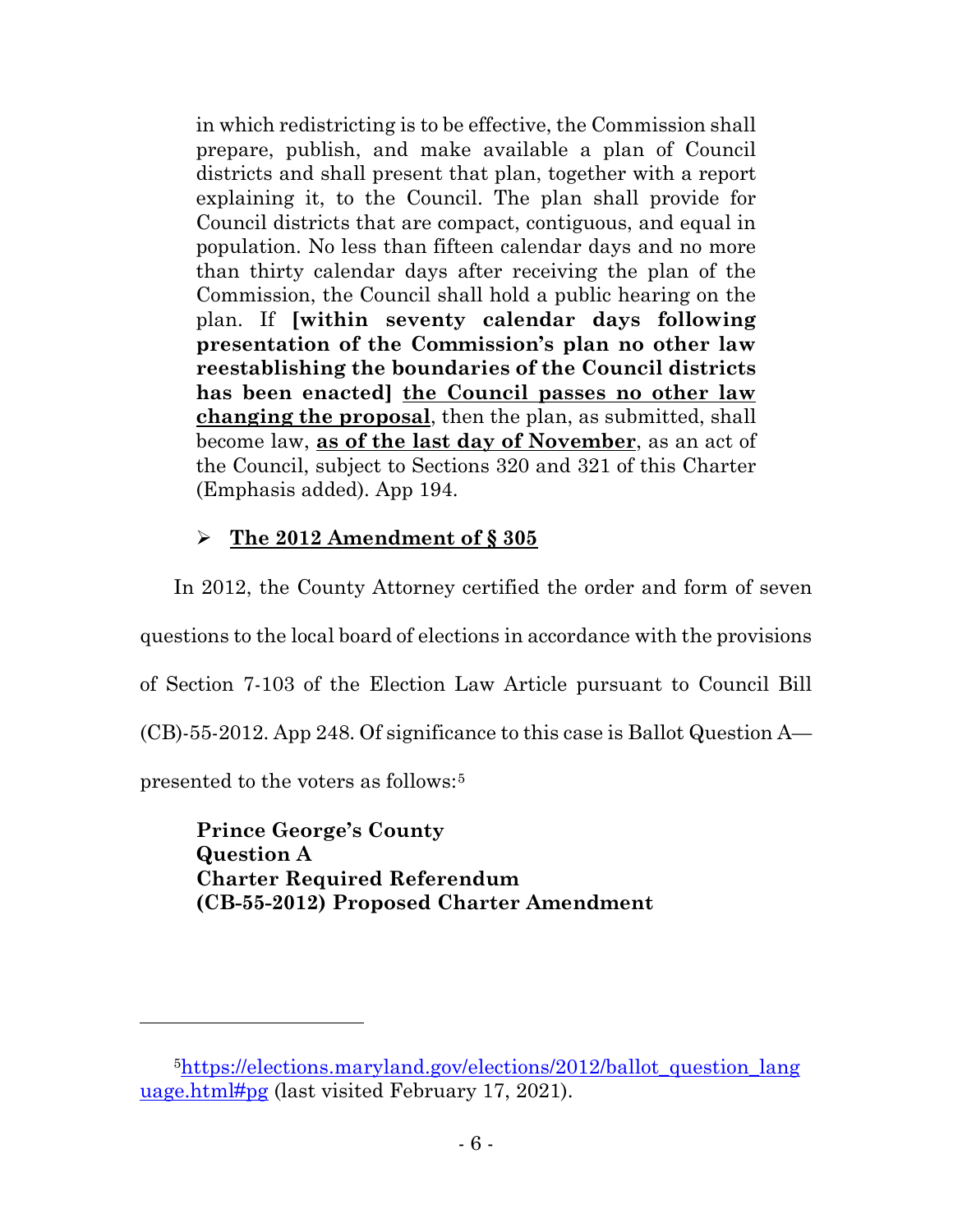> in which redistricting is to be effective, the Commission shall prepare, publish, and make available a plan of Council districts and shall present that plan, together with a report explaining it, to the Council. The plan shall provide for Council districts that are compact, contiguous, and equal in population. No less than fifteen calendar days and no more than thirty calendar days after receiving the plan of the Commission, the Council shall hold a public hearing on the plan. If **[within seventy calendar days following presentation of the Commission's plan no other law reestablishing the boundaries of the Council districts has been enacted]** <u>**the Council passes no other law changing the proposal**</u>, then the plan, as submitted, shall become law, <u>**as of the last day of November**</u>, as an act of the Council, subject to Sections 320 and 321 of this Charter (Emphasis added). App 194.

- <u>**The 2012 Amendment of § 305**</u>

In 2012, the County Attorney certified the order and form of seven questions to the local board of elections in accordance with the provisions of Section 7-103 of the Election Law Article pursuant to Council Bill (CB)-55-2012. App 248. Of significance to this case is Ballot Question A—presented to the voters as follows:[5]

> **Prince George's County**
> **Question A**
> **Charter Required Referendum**
> **(CB-55-2012) Proposed Charter Amendment**

---

[5] https://elections.maryland.gov/elections/2012/ballot_question_language.html#pg (last visited February 17, 2021).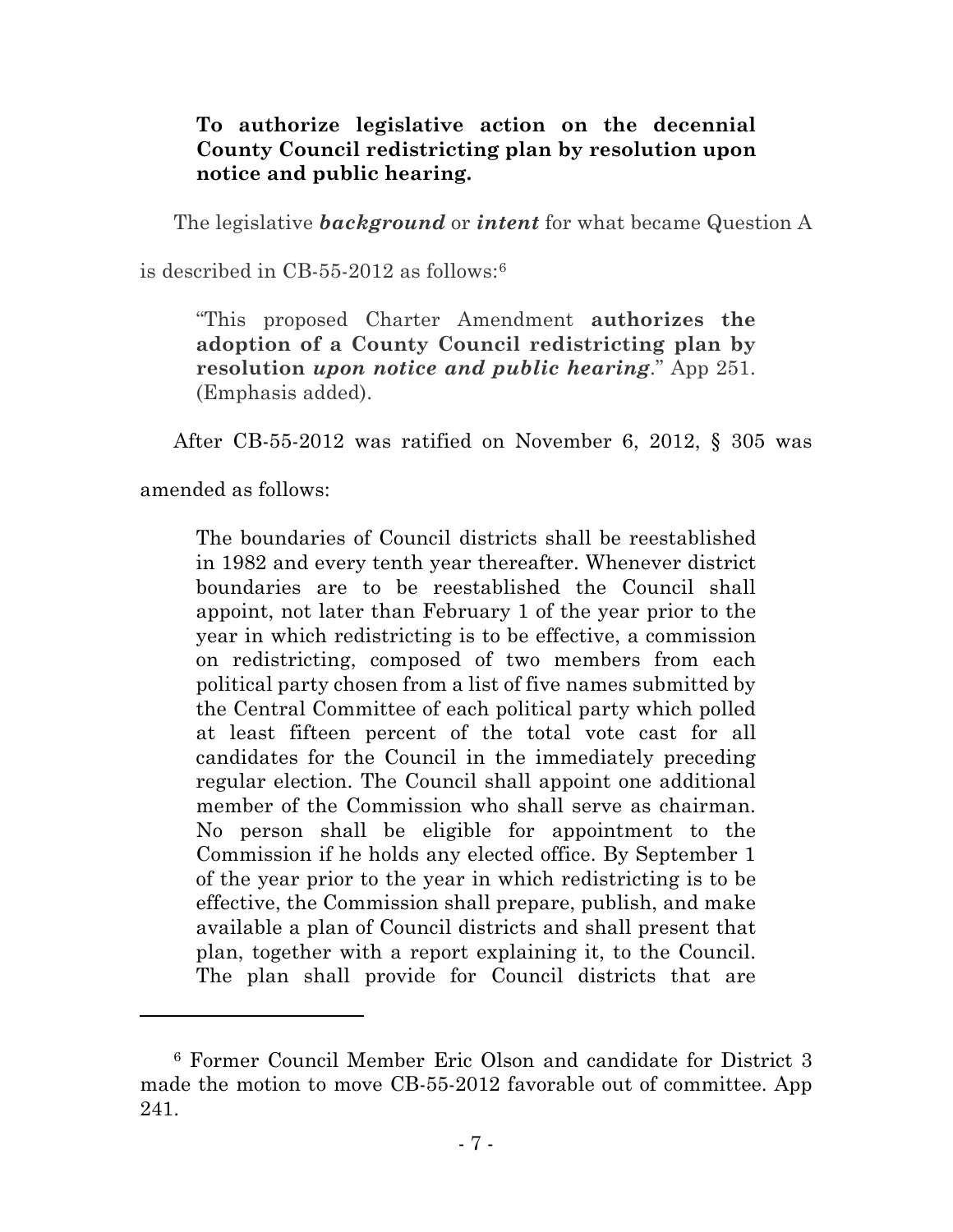> **To authorize legislative action on the decennial County Council redistricting plan by resolution upon notice and public hearing.**

The legislative ***background*** or ***intent*** for what became Question A is described in CB-55-2012 as follows:[6]

> "This proposed Charter Amendment **authorizes the adoption of a County Council redistricting plan by resolution *upon notice and public hearing***." App 251. (Emphasis added).

After CB-55-2012 was ratified on November 6, 2012, § 305 was amended as follows:

> The boundaries of Council districts shall be reestablished in 1982 and every tenth year thereafter. Whenever district boundaries are to be reestablished the Council shall appoint, not later than February 1 of the year prior to the year in which redistricting is to be effective, a commission on redistricting, composed of two members from each political party chosen from a list of five names submitted by the Central Committee of each political party which polled at least fifteen percent of the total vote cast for all candidates for the Council in the immediately preceding regular election. The Council shall appoint one additional member of the Commission who shall serve as chairman. No person shall be eligible for appointment to the Commission if he holds any elected office. By September 1 of the year prior to the year in which redistricting is to be effective, the Commission shall prepare, publish, and make available a plan of Council districts and shall present that plan, together with a report explaining it, to the Council. The plan shall provide for Council districts that are

---

[6] Former Council Member Eric Olson and candidate for District 3 made the motion to move CB-55-2012 favorable out of committee. App 241.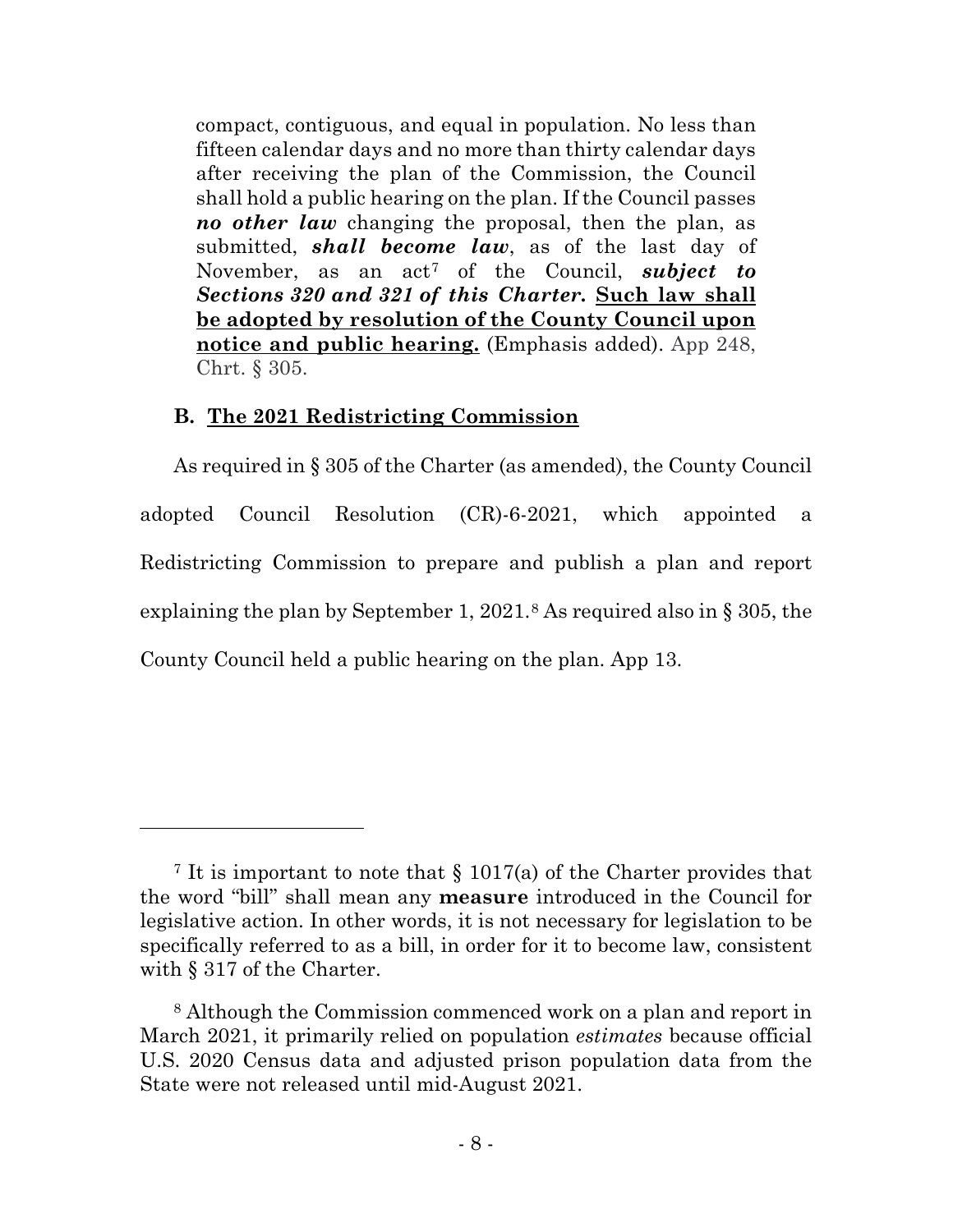> compact, contiguous, and equal in population. No less than fifteen calendar days and no more than thirty calendar days after receiving the plan of the Commission, the Council shall hold a public hearing on the plan. If the Council passes ***no other law*** changing the proposal, then the plan, as submitted, ***shall become law***, as of the last day of November, as an act[7] of the Council, ***subject to Sections 320 and 321 of this Charter.*** **<u>Such law shall be adopted by resolution of the County Council upon notice and public hearing.</u>** (Emphasis added). App 248, Chrt. § 305.

### B. <u>The 2021 Redistricting Commission</u>

As required in § 305 of the Charter (as amended), the County Council adopted Council Resolution (CR)-6-2021, which appointed a Redistricting Commission to prepare and publish a plan and report explaining the plan by September 1, 2021.[8] As required also in § 305, the County Council held a public hearing on the plan. App 13.

---

[7] It is important to note that § 1017(a) of the Charter provides that the word "bill" shall mean any **measure** introduced in the Council for legislative action. In other words, it is not necessary for legislation to be specifically referred to as a bill, in order for it to become law, consistent with § 317 of the Charter.

[8] Although the Commission commenced work on a plan and report in March 2021, it primarily relied on population *estimates* because official U.S. 2020 Census data and adjusted prison population data from the State were not released until mid-August 2021.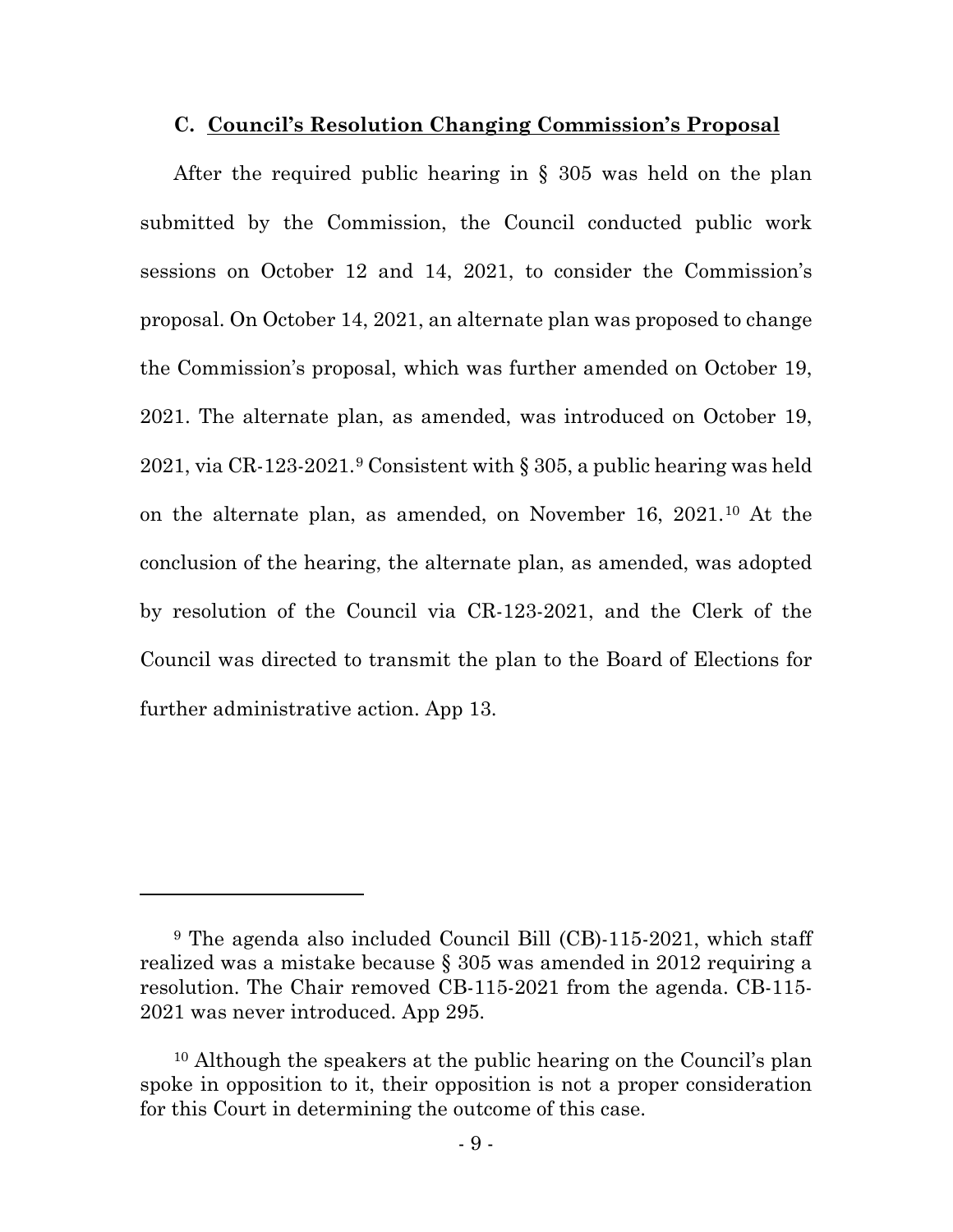### C. <u>Council's Resolution Changing Commission's Proposal</u>

After the required public hearing in § 305 was held on the plan submitted by the Commission, the Council conducted public work sessions on October 12 and 14, 2021, to consider the Commission's proposal. On October 14, 2021, an alternate plan was proposed to change the Commission's proposal, which was further amended on October 19, 2021. The alternate plan, as amended, was introduced on October 19, 2021, via CR-123-2021.[9] Consistent with § 305, a public hearing was held on the alternate plan, as amended, on November 16, 2021.[10] At the conclusion of the hearing, the alternate plan, as amended, was adopted by resolution of the Council via CR-123-2021, and the Clerk of the Council was directed to transmit the plan to the Board of Elections for further administrative action. App 13.

---

[9] The agenda also included Council Bill (CB)-115-2021, which staff realized was a mistake because § 305 was amended in 2012 requiring a resolution. The Chair removed CB-115-2021 from the agenda. CB-115-2021 was never introduced. App 295.

[10] Although the speakers at the public hearing on the Council's plan spoke in opposition to it, their opposition is not a proper consideration for this Court in determining the outcome of this case.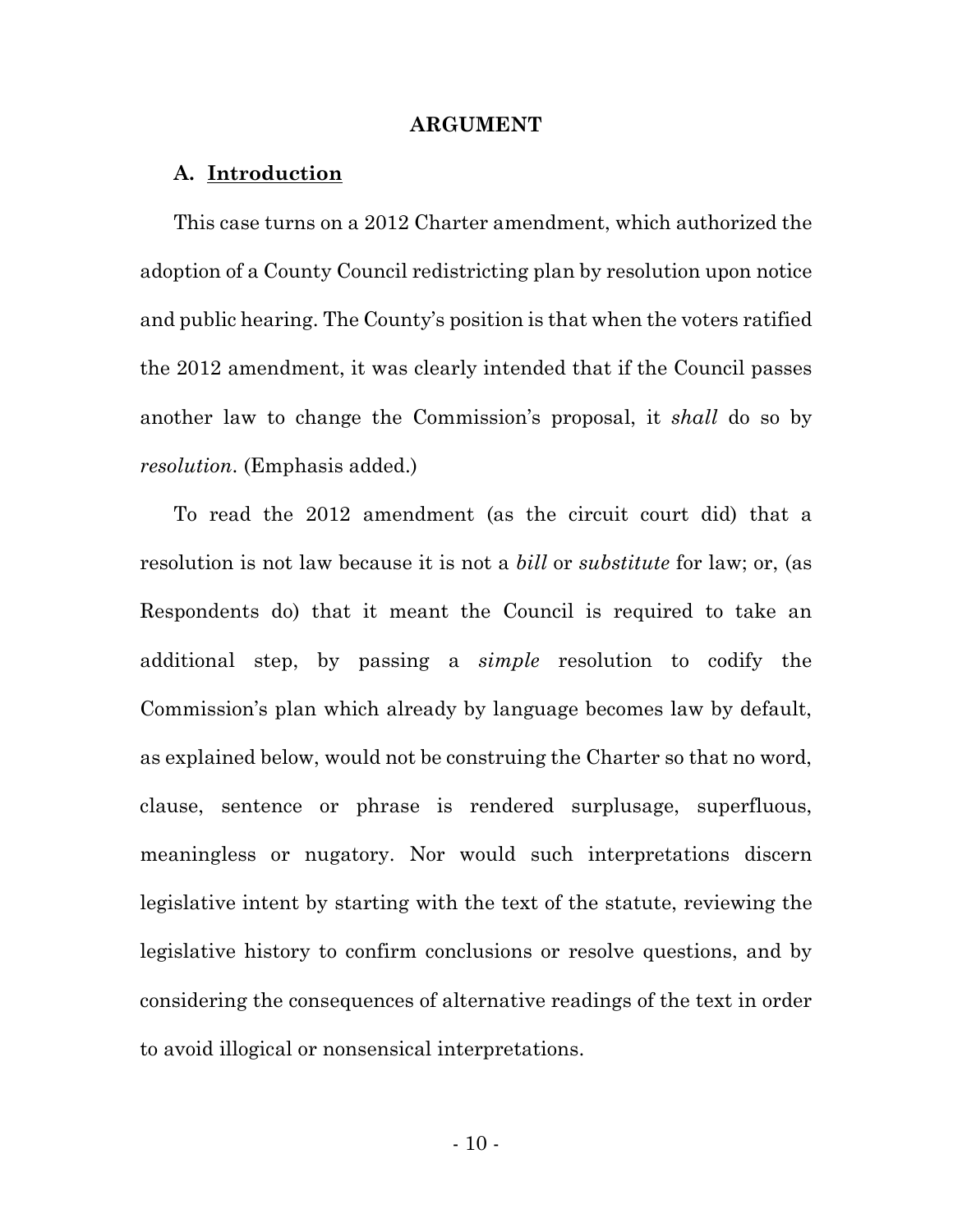## ARGUMENT

### A. Introduction

This case turns on a 2012 Charter amendment, which authorized the adoption of a County Council redistricting plan by resolution upon notice and public hearing. The County's position is that when the voters ratified the 2012 amendment, it was clearly intended that if the Council passes another law to change the Commission's proposal, it *shall* do so by *resolution*. (Emphasis added.)

To read the 2012 amendment (as the circuit court did) that a resolution is not law because it is not a *bill* or *substitute* for law; or, (as Respondents do) that it meant the Council is required to take an additional step, by passing a *simple* resolution to codify the Commission's plan which already by language becomes law by default, as explained below, would not be construing the Charter so that no word, clause, sentence or phrase is rendered surplusage, superfluous, meaningless or nugatory. Nor would such interpretations discern legislative intent by starting with the text of the statute, reviewing the legislative history to confirm conclusions or resolve questions, and by considering the consequences of alternative readings of the text in order to avoid illogical or nonsensical interpretations.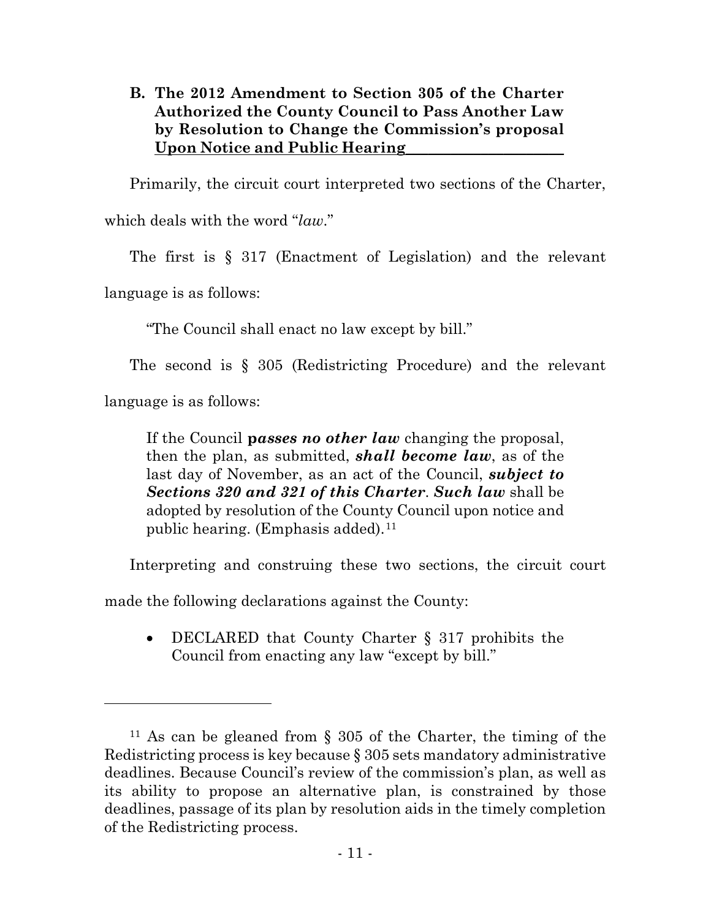### B. The 2012 Amendment to Section 305 of the Charter Authorized the County Council to Pass Another Law by Resolution to Change the Commission's proposal Upon Notice and Public Hearing

Primarily, the circuit court interpreted two sections of the Charter, which deals with the word "*law*."

The first is § 317 (Enactment of Legislation) and the relevant language is as follows:

> "The Council shall enact no law except by bill."

The second is § 305 (Redistricting Procedure) and the relevant language is as follows:

> If the Council **p*asses no other law*** changing the proposal, then the plan, as submitted, ***shall become law***, as of the last day of November, as an act of the Council, ***subject to Sections 320 and 321 of this Charter***. ***Such law*** shall be adopted by resolution of the County Council upon notice and public hearing. (Emphasis added).[11]

Interpreting and construing these two sections, the circuit court made the following declarations against the County:

- DECLARED that County Charter § 317 prohibits the Council from enacting any law "except by bill."

[11] As can be gleaned from § 305 of the Charter, the timing of the Redistricting process is key because § 305 sets mandatory administrative deadlines. Because Council's review of the commission's plan, as well as its ability to propose an alternative plan, is constrained by those deadlines, passage of its plan by resolution aids in the timely completion of the Redistricting process.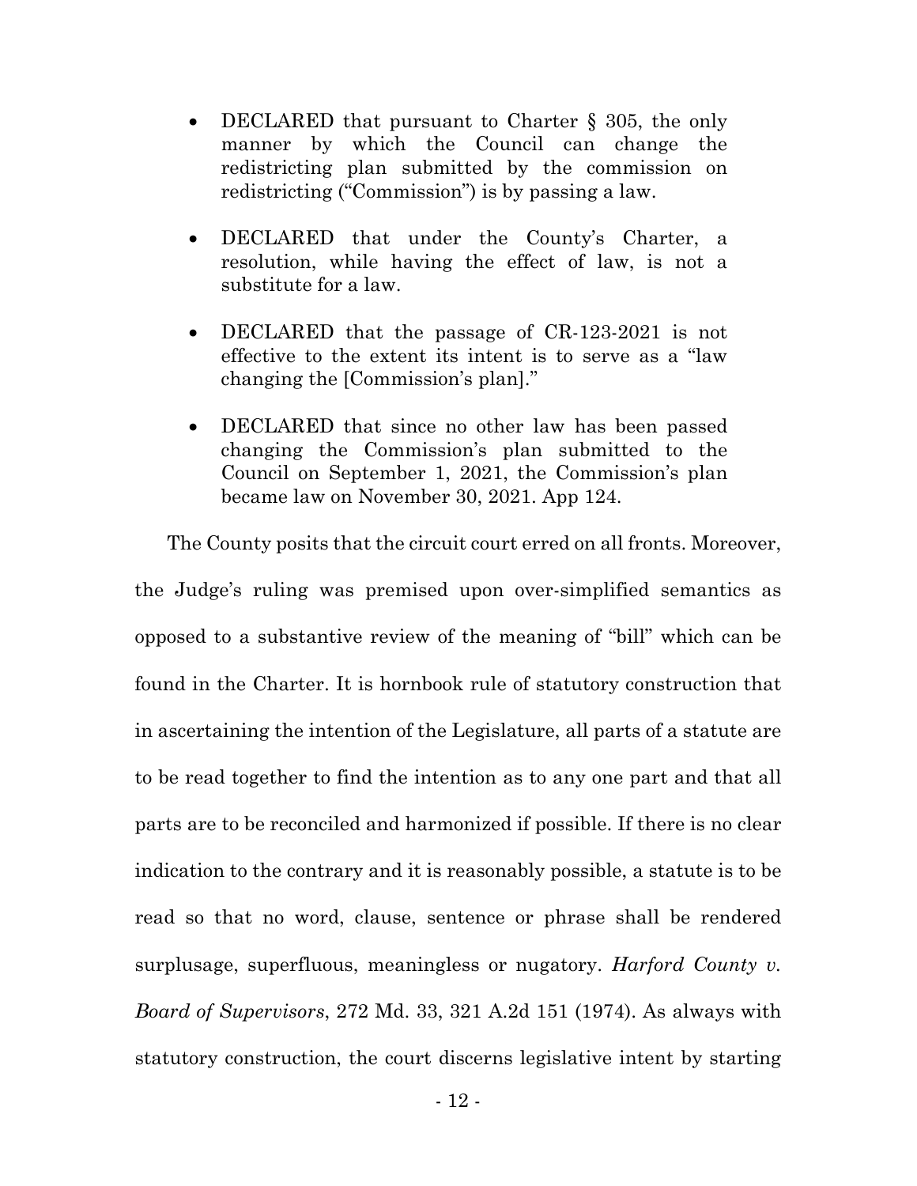- DECLARED that pursuant to Charter § 305, the only manner by which the Council can change the redistricting plan submitted by the commission on redistricting ("Commission") is by passing a law.

- DECLARED that under the County's Charter, a resolution, while having the effect of law, is not a substitute for a law.

- DECLARED that the passage of CR-123-2021 is not effective to the extent its intent is to serve as a "law changing the [Commission's plan]."

- DECLARED that since no other law has been passed changing the Commission's plan submitted to the Council on September 1, 2021, the Commission's plan became law on November 30, 2021. App 124.

The County posits that the circuit court erred on all fronts. Moreover, the Judge's ruling was premised upon over-simplified semantics as opposed to a substantive review of the meaning of "bill" which can be found in the Charter. It is hornbook rule of statutory construction that in ascertaining the intention of the Legislature, all parts of a statute are to be read together to find the intention as to any one part and that all parts are to be reconciled and harmonized if possible. If there is no clear indication to the contrary and it is reasonably possible, a statute is to be read so that no word, clause, sentence or phrase shall be rendered surplusage, superfluous, meaningless or nugatory. *Harford County v. Board of Supervisors*, 272 Md. 33, 321 A.2d 151 (1974). As always with statutory construction, the court discerns legislative intent by starting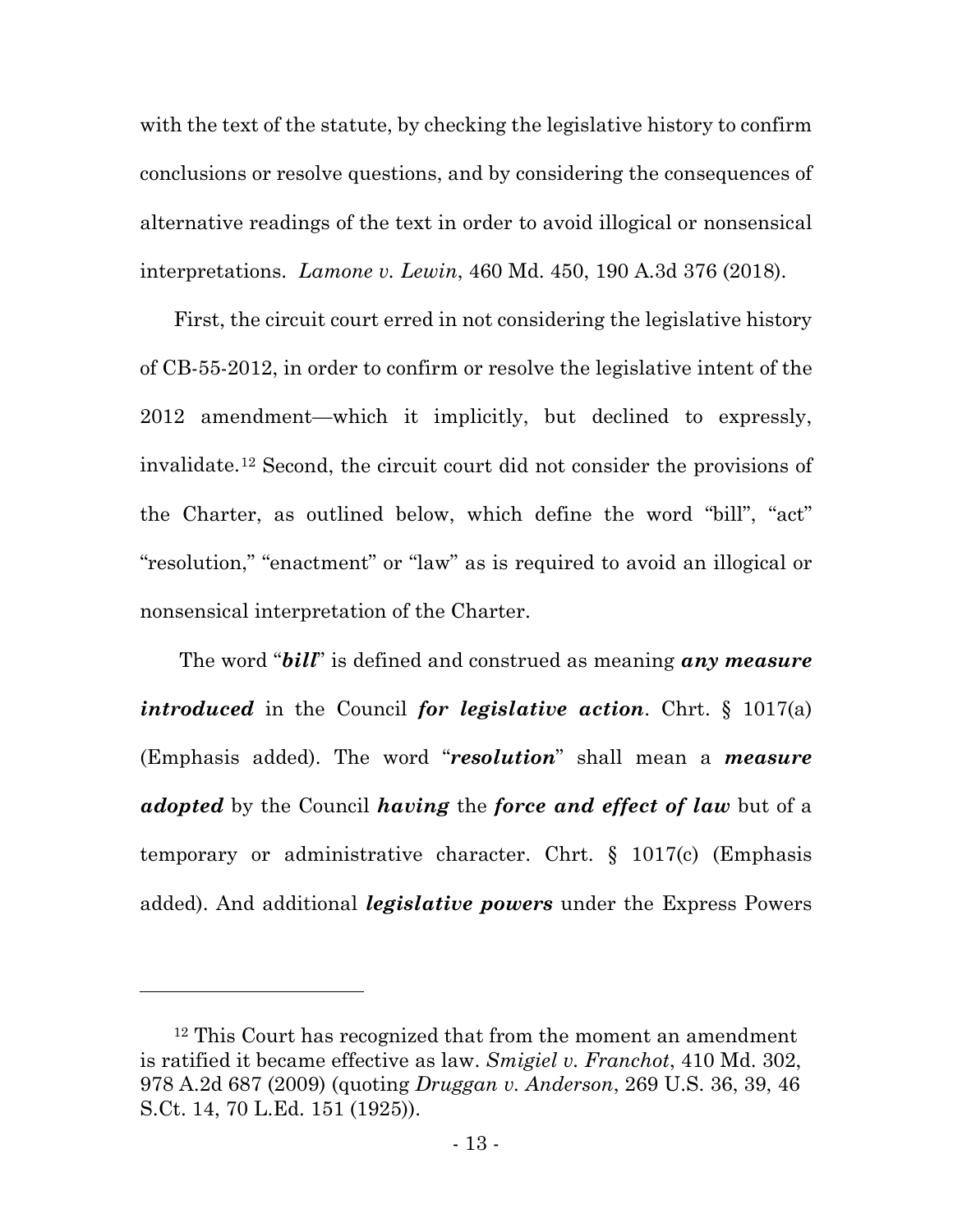with the text of the statute, by checking the legislative history to confirm conclusions or resolve questions, and by considering the consequences of alternative readings of the text in order to avoid illogical or nonsensical interpretations. *Lamone v. Lewin*, 460 Md. 450, 190 A.3d 376 (2018).

First, the circuit court erred in not considering the legislative history of CB-55-2012, in order to confirm or resolve the legislative intent of the 2012 amendment—which it implicitly, but declined to expressly, invalidate.[12] Second, the circuit court did not consider the provisions of the Charter, as outlined below, which define the word "bill", "act" "resolution," "enactment" or "law" as is required to avoid an illogical or nonsensical interpretation of the Charter.

The word "***bill***" is defined and construed as meaning ***any measure introduced*** in the Council ***for legislative action***. Chrt. § 1017(a) (Emphasis added). The word "***resolution***" shall mean a ***measure adopted*** by the Council ***having*** the ***force and effect of law*** but of a temporary or administrative character. Chrt. § 1017(c) (Emphasis added). And additional ***legislative powers*** under the Express Powers

---

[12] This Court has recognized that from the moment an amendment is ratified it became effective as law. *Smigiel v. Franchot*, 410 Md. 302, 978 A.2d 687 (2009) (quoting *Druggan v. Anderson*, 269 U.S. 36, 39, 46 S.Ct. 14, 70 L.Ed. 151 (1925)).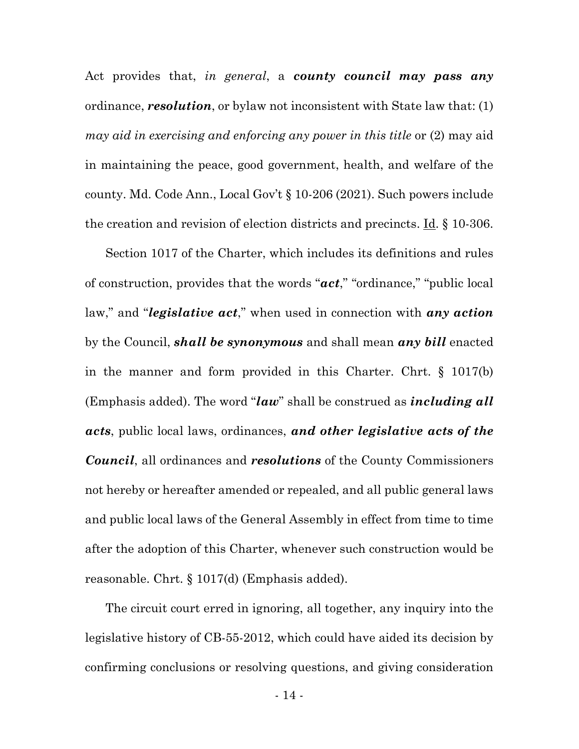Act provides that, *in general*, a ***county council may pass any*** ordinance, ***resolution***, or bylaw not inconsistent with State law that: (1) *may aid in exercising and enforcing any power in this title* or (2) may aid in maintaining the peace, good government, health, and welfare of the county. Md. Code Ann., Local Gov't § 10-206 (2021). Such powers include the creation and revision of election districts and precincts. Id. § 10-306.

Section 1017 of the Charter, which includes its definitions and rules of construction, provides that the words "***act***," "ordinance," "public local law," and "***legislative act***," when used in connection with ***any action*** by the Council, ***shall be synonymous*** and shall mean ***any bill*** enacted in the manner and form provided in this Charter. Chrt. § 1017(b) (Emphasis added). The word "***law***" shall be construed as ***including all acts***, public local laws, ordinances, ***and other legislative acts of the Council***, all ordinances and ***resolutions*** of the County Commissioners not hereby or hereafter amended or repealed, and all public general laws and public local laws of the General Assembly in effect from time to time after the adoption of this Charter, whenever such construction would be reasonable. Chrt. § 1017(d) (Emphasis added).

The circuit court erred in ignoring, all together, any inquiry into the legislative history of CB-55-2012, which could have aided its decision by confirming conclusions or resolving questions, and giving consideration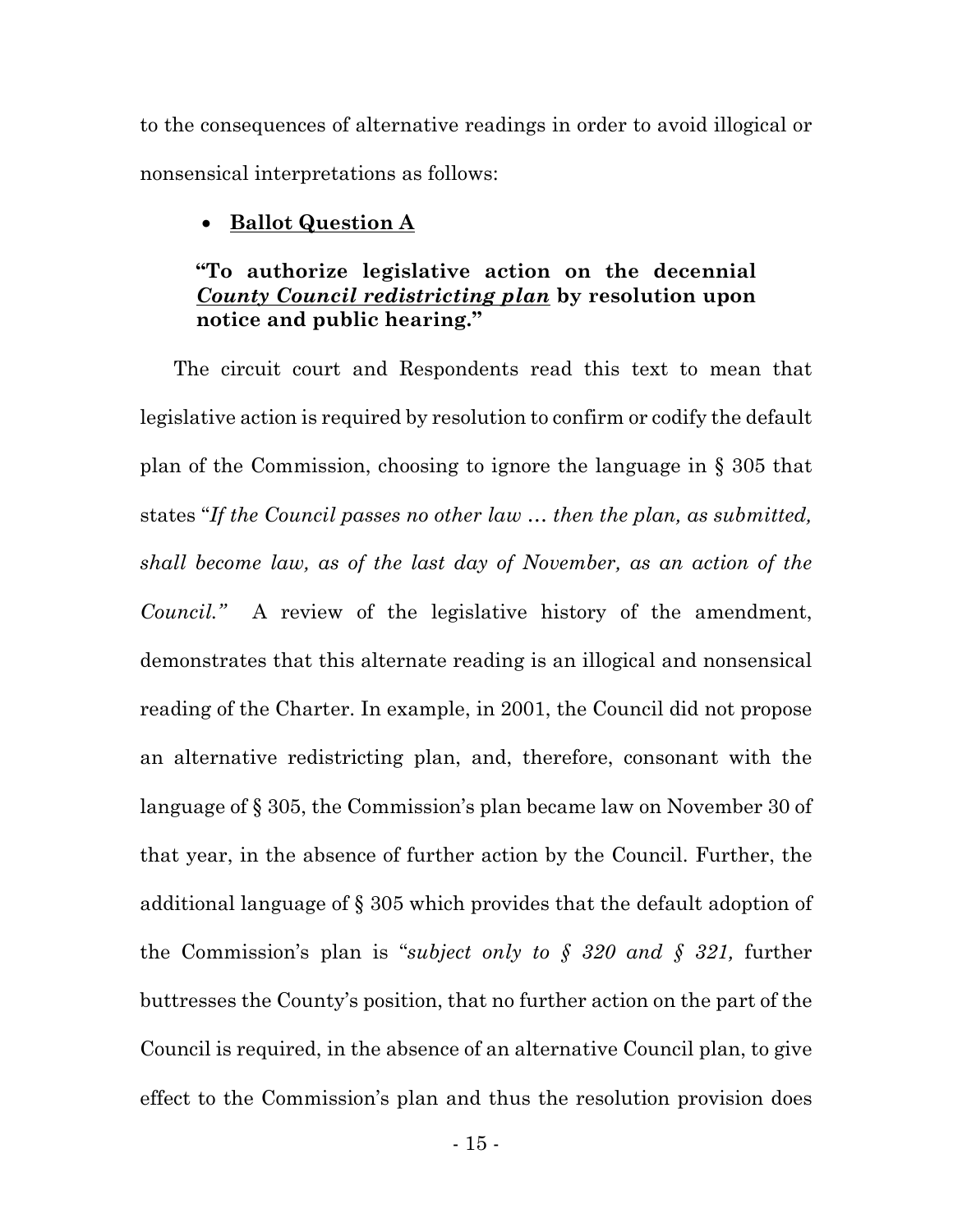to the consequences of alternative readings in order to avoid illogical or nonsensical interpretations as follows:

- **Ballot Question A**

> **"To authorize legislative action on the decennial *County Council redistricting plan* by resolution upon notice and public hearing."**

The circuit court and Respondents read this text to mean that legislative action is required by resolution to confirm or codify the default plan of the Commission, choosing to ignore the language in § 305 that states "*If the Council passes no other law … then the plan, as submitted, shall become law, as of the last day of November, as an action of the Council."* A review of the legislative history of the amendment, demonstrates that this alternate reading is an illogical and nonsensical reading of the Charter. In example, in 2001, the Council did not propose an alternative redistricting plan, and, therefore, consonant with the language of § 305, the Commission's plan became law on November 30 of that year, in the absence of further action by the Council. Further, the additional language of § 305 which provides that the default adoption of the Commission's plan is "*subject only to § 320 and § 321,* further buttresses the County's position, that no further action on the part of the Council is required, in the absence of an alternative Council plan, to give effect to the Commission's plan and thus the resolution provision does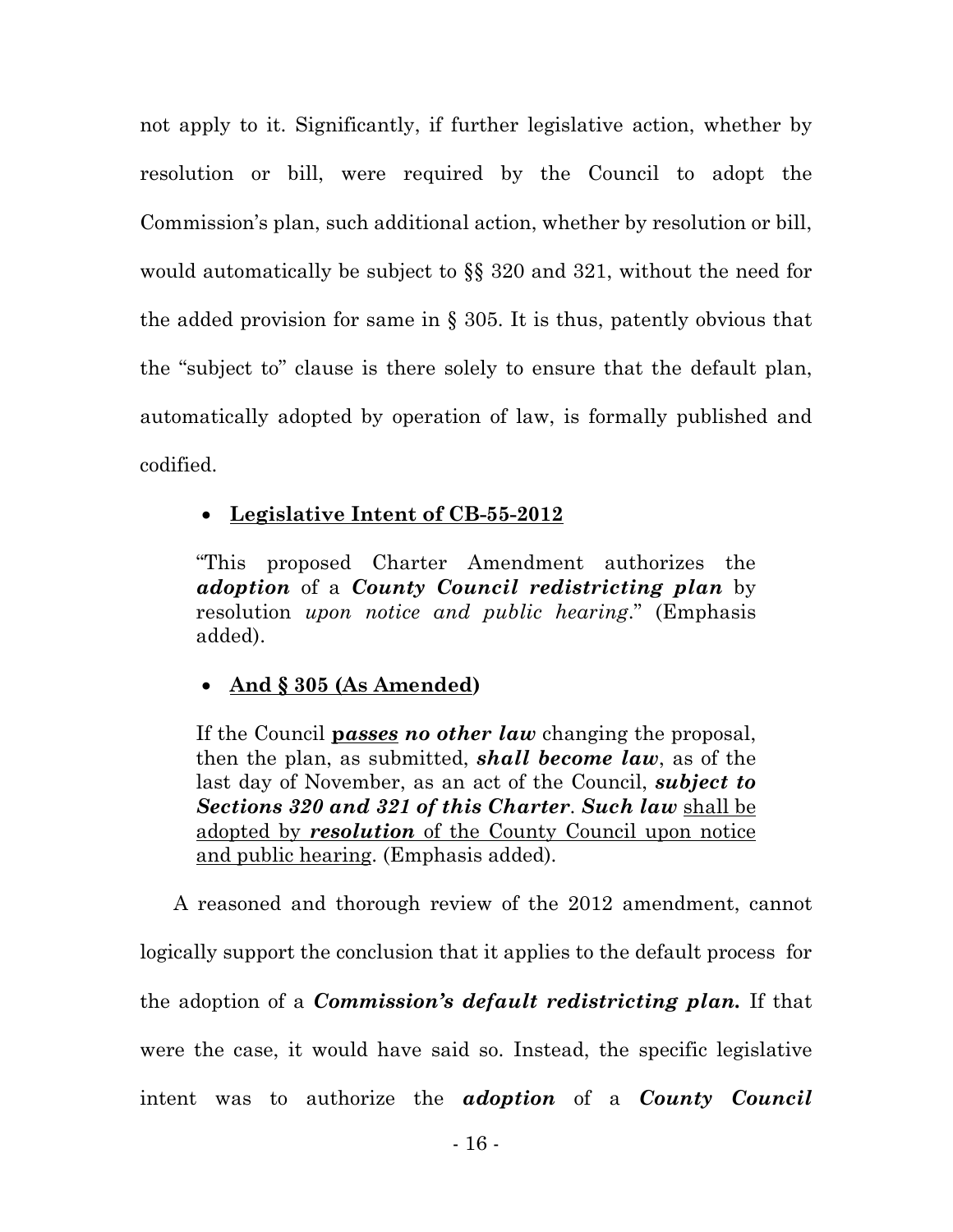not apply to it. Significantly, if further legislative action, whether by resolution or bill, were required by the Council to adopt the Commission's plan, such additional action, whether by resolution or bill, would automatically be subject to §§ 320 and 321, without the need for the added provision for same in § 305. It is thus, patently obvious that the "subject to" clause is there solely to ensure that the default plan, automatically adopted by operation of law, is formally published and codified.

- **Legislative Intent of CB-55-2012**

> "This proposed Charter Amendment authorizes the ***adoption*** of a ***County Council redistricting plan*** by resolution *upon notice and public hearing*." (Emphasis added).

- **And § 305 (As Amended)**

> If the Council ***passes*** ***no other law*** changing the proposal, then the plan, as submitted, ***shall become law***, as of the last day of November, as an act of the Council, ***subject to Sections 320 and 321 of this Charter***. ***Such law*** shall be adopted by ***resolution*** of the County Council upon notice and public hearing. (Emphasis added).

A reasoned and thorough review of the 2012 amendment, cannot logically support the conclusion that it applies to the default process for the adoption of a ***Commission's default redistricting plan.*** If that were the case, it would have said so. Instead, the specific legislative intent was to authorize the ***adoption*** of a ***County Council***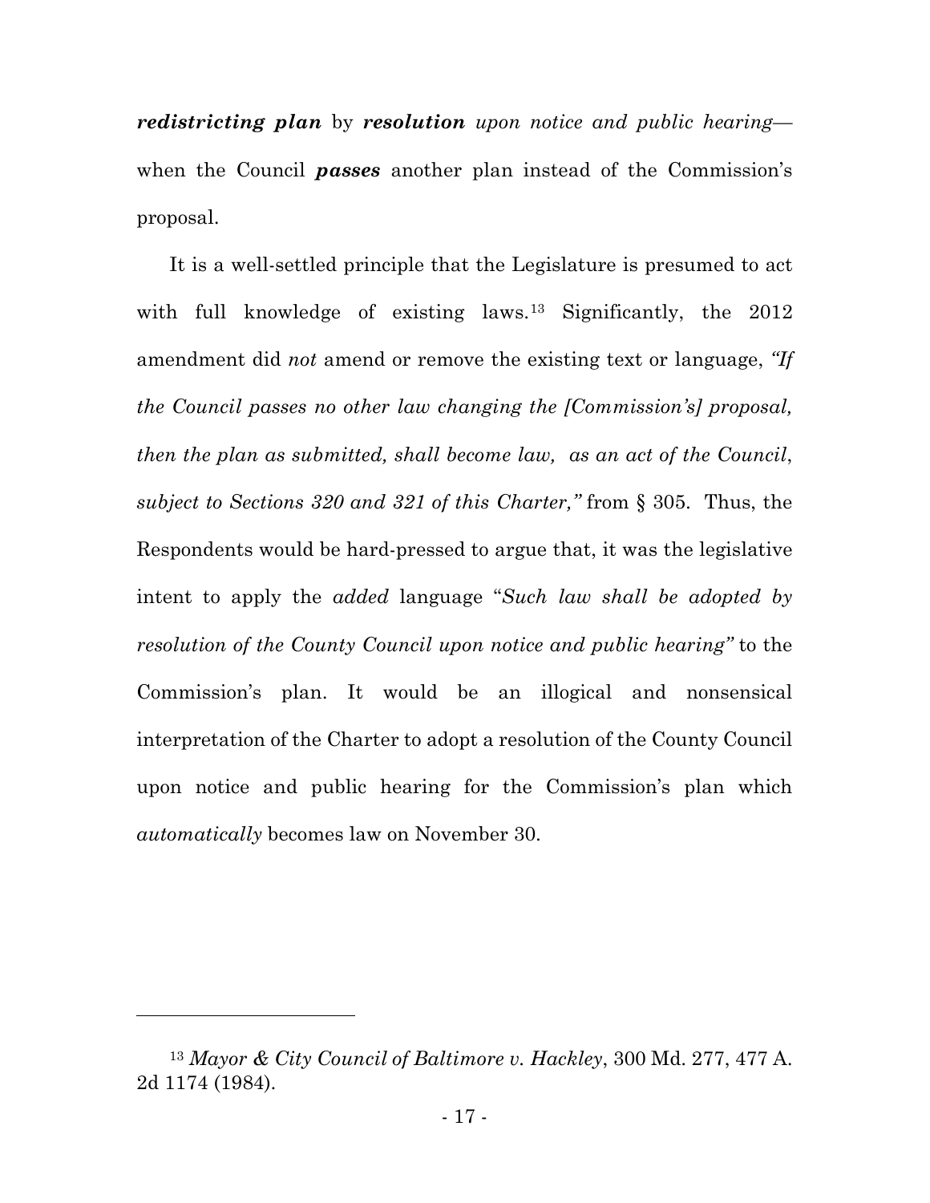***redistricting plan*** by ***resolution*** *upon notice and public hearing*— when the Council ***passes*** another plan instead of the Commission's proposal.

It is a well-settled principle that the Legislature is presumed to act with full knowledge of existing laws.[13] Significantly, the 2012 amendment did *not* amend or remove the existing text or language, *"If the Council passes no other law changing the [Commission's] proposal, then the plan as submitted, shall become law, as an act of the Council, subject to Sections 320 and 321 of this Charter,"* from § 305. Thus, the Respondents would be hard-pressed to argue that, it was the legislative intent to apply the *added* language "*Such law shall be adopted by resolution of the County Council upon notice and public hearing"* to the Commission's plan. It would be an illogical and nonsensical interpretation of the Charter to adopt a resolution of the County Council upon notice and public hearing for the Commission's plan which *automatically* becomes law on November 30.

---

[13] *Mayor & City Council of Baltimore v. Hackley*, 300 Md. 277, 477 A. 2d 1174 (1984).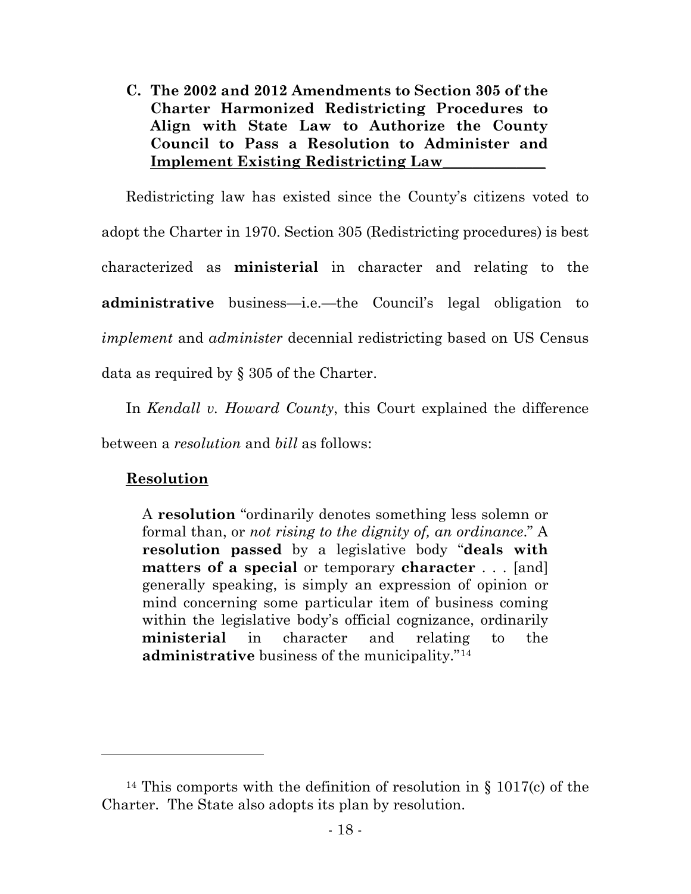### C. The 2002 and 2012 Amendments to Section 305 of the Charter Harmonized Redistricting Procedures to Align with State Law to Authorize the County Council to Pass a Resolution to Administer and Implement Existing Redistricting Law

Redistricting law has existed since the County's citizens voted to adopt the Charter in 1970. Section 305 (Redistricting procedures) is best characterized as **ministerial** in character and relating to the **administrative** business—i.e.—the Council's legal obligation to *implement* and *administer* decennial redistricting based on US Census data as required by § 305 of the Charter.

In *Kendall v. Howard County*, this Court explained the difference between a *resolution* and *bill* as follows:

**Resolution**

> A **resolution** "ordinarily denotes something less solemn or formal than, or *not rising to the dignity of, an ordinance*." A **resolution passed** by a legislative body "**deals with matters of a special** or temporary **character** . . . [and] generally speaking, is simply an expression of opinion or mind concerning some particular item of business coming within the legislative body's official cognizance, ordinarily **ministerial** in character and relating to the **administrative** business of the municipality."[14]

---

[14] This comports with the definition of resolution in § 1017(c) of the Charter. The State also adopts its plan by resolution.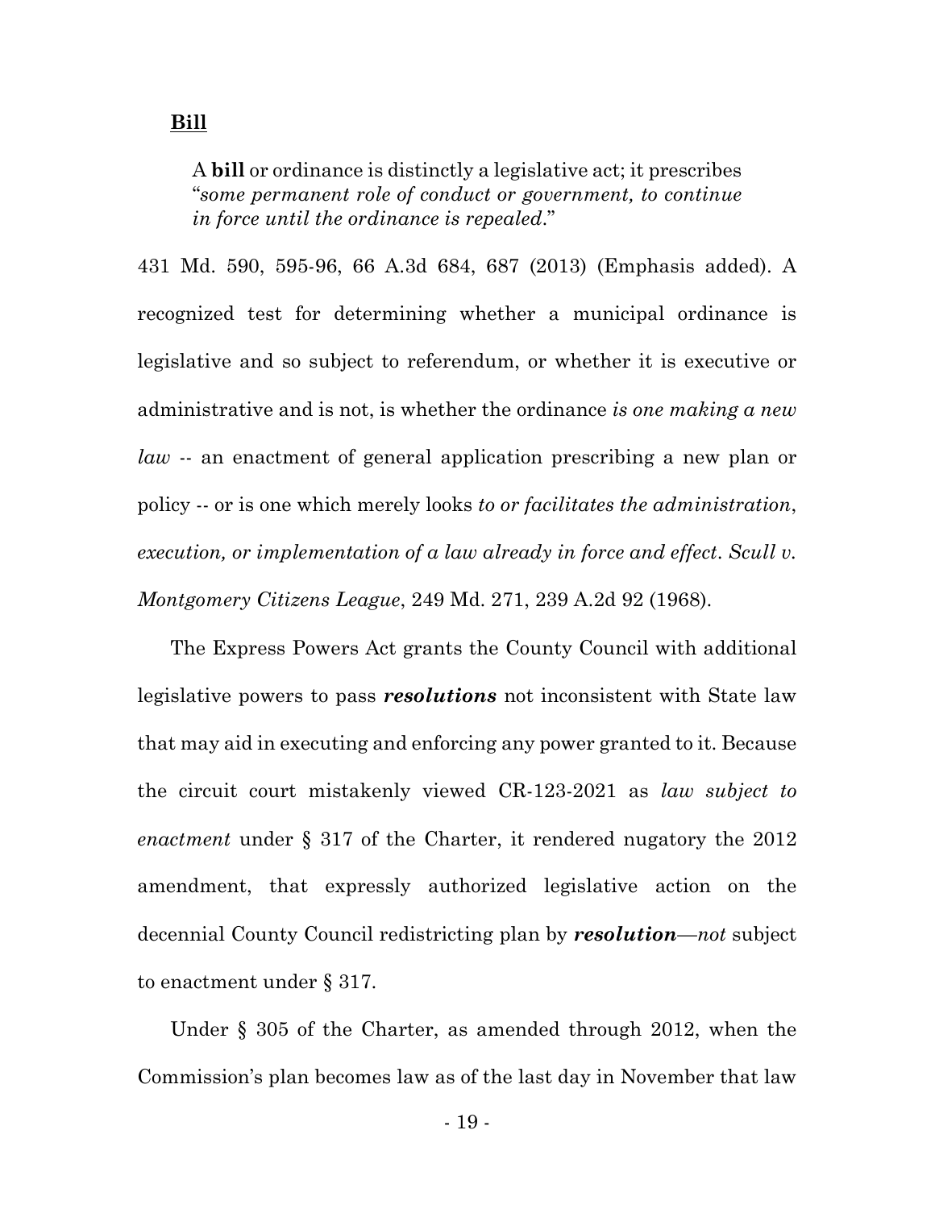**Bill**

> A **bill** or ordinance is distinctly a legislative act; it prescribes "*some permanent role of conduct or government, to continue in force until the ordinance is repealed*."

431 Md. 590, 595-96, 66 A.3d 684, 687 (2013) (Emphasis added). A recognized test for determining whether a municipal ordinance is legislative and so subject to referendum, or whether it is executive or administrative and is not, is whether the ordinance *is one making a new law* -- an enactment of general application prescribing a new plan or policy -- or is one which merely looks *to or facilitates the administration, execution, or implementation of a law already in force and effect*. *Scull v. Montgomery Citizens League*, 249 Md. 271, 239 A.2d 92 (1968).

The Express Powers Act grants the County Council with additional legislative powers to pass ***resolutions*** not inconsistent with State law that may aid in executing and enforcing any power granted to it. Because the circuit court mistakenly viewed CR-123-2021 as *law subject to enactment* under § 317 of the Charter, it rendered nugatory the 2012 amendment, that expressly authorized legislative action on the decennial County Council redistricting plan by ***resolution***—*not* subject to enactment under § 317.

Under § 305 of the Charter, as amended through 2012, when the Commission's plan becomes law as of the last day in November that law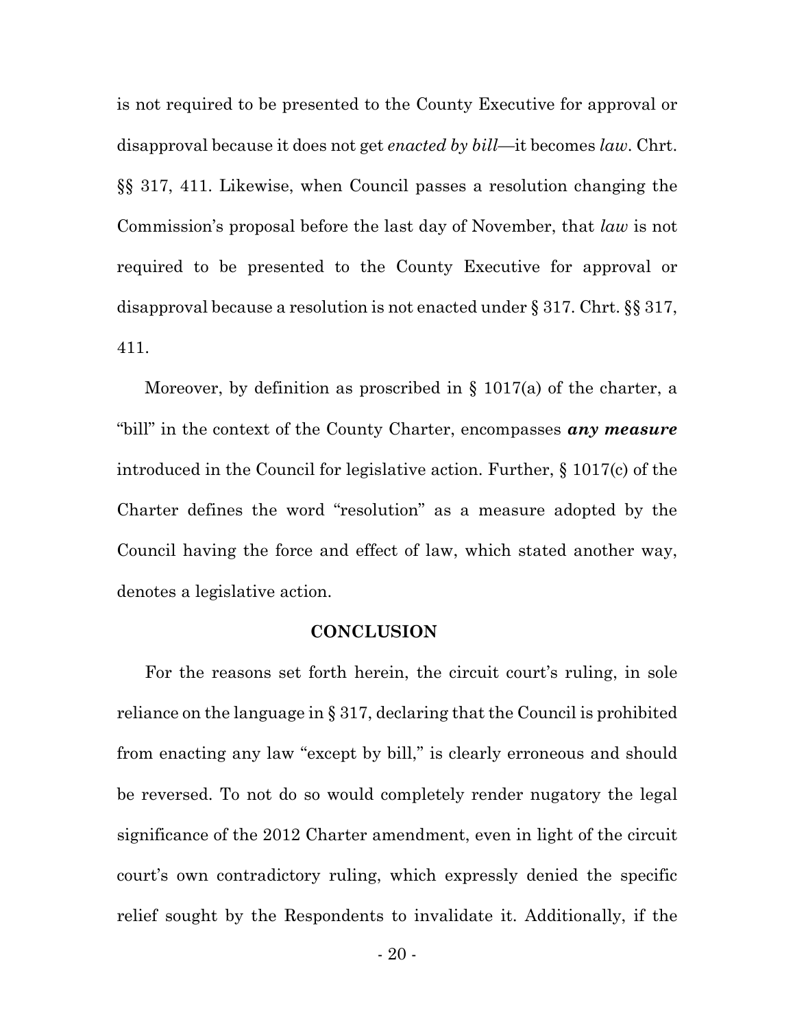is not required to be presented to the County Executive for approval or disapproval because it does not get *enacted by bill*—it becomes *law*. Chrt. §§ 317, 411. Likewise, when Council passes a resolution changing the Commission's proposal before the last day of November, that *law* is not required to be presented to the County Executive for approval or disapproval because a resolution is not enacted under § 317. Chrt. §§ 317, 411.

Moreover, by definition as proscribed in § 1017(a) of the charter, a "bill" in the context of the County Charter, encompasses ***any measure*** introduced in the Council for legislative action. Further, § 1017(c) of the Charter defines the word "resolution" as a measure adopted by the Council having the force and effect of law, which stated another way, denotes a legislative action.

## CONCLUSION

For the reasons set forth herein, the circuit court's ruling, in sole reliance on the language in § 317, declaring that the Council is prohibited from enacting any law "except by bill," is clearly erroneous and should be reversed. To not do so would completely render nugatory the legal significance of the 2012 Charter amendment, even in light of the circuit court's own contradictory ruling, which expressly denied the specific relief sought by the Respondents to invalidate it. Additionally, if the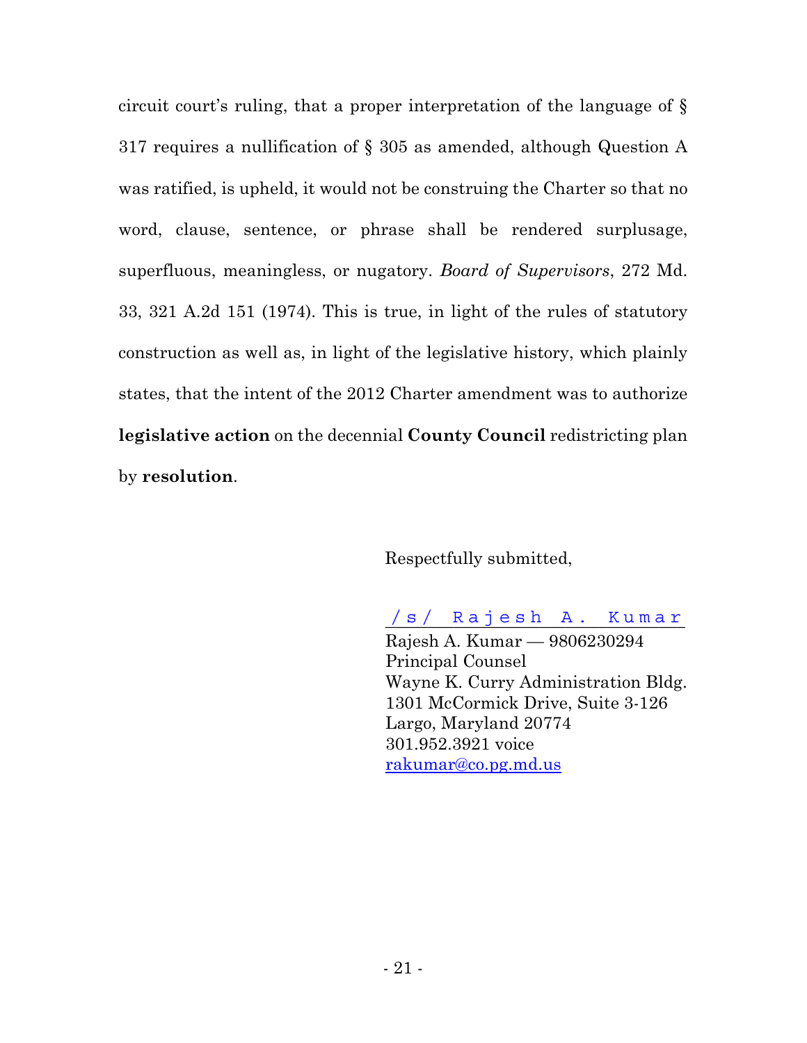circuit court's ruling, that a proper interpretation of the language of § 317 requires a nullification of § 305 as amended, although Question A was ratified, is upheld, it would not be construing the Charter so that no word, clause, sentence, or phrase shall be rendered surplusage, superfluous, meaningless, or nugatory. *Board of Supervisors*, 272 Md. 33, 321 A.2d 151 (1974). This is true, in light of the rules of statutory construction as well as, in light of the legislative history, which plainly states, that the intent of the 2012 Charter amendment was to authorize **legislative action** on the decennial **County Council** redistricting plan by **resolution**.

Respectfully submitted,

/s/ Rajesh A. Kumar

Rajesh A. Kumar — 9806230294
Principal Counsel
Wayne K. Curry Administration Bldg.
1301 McCormick Drive, Suite 3-126
Largo, Maryland 20774
301.952.3921 voice
rakumar@co.pg.md.us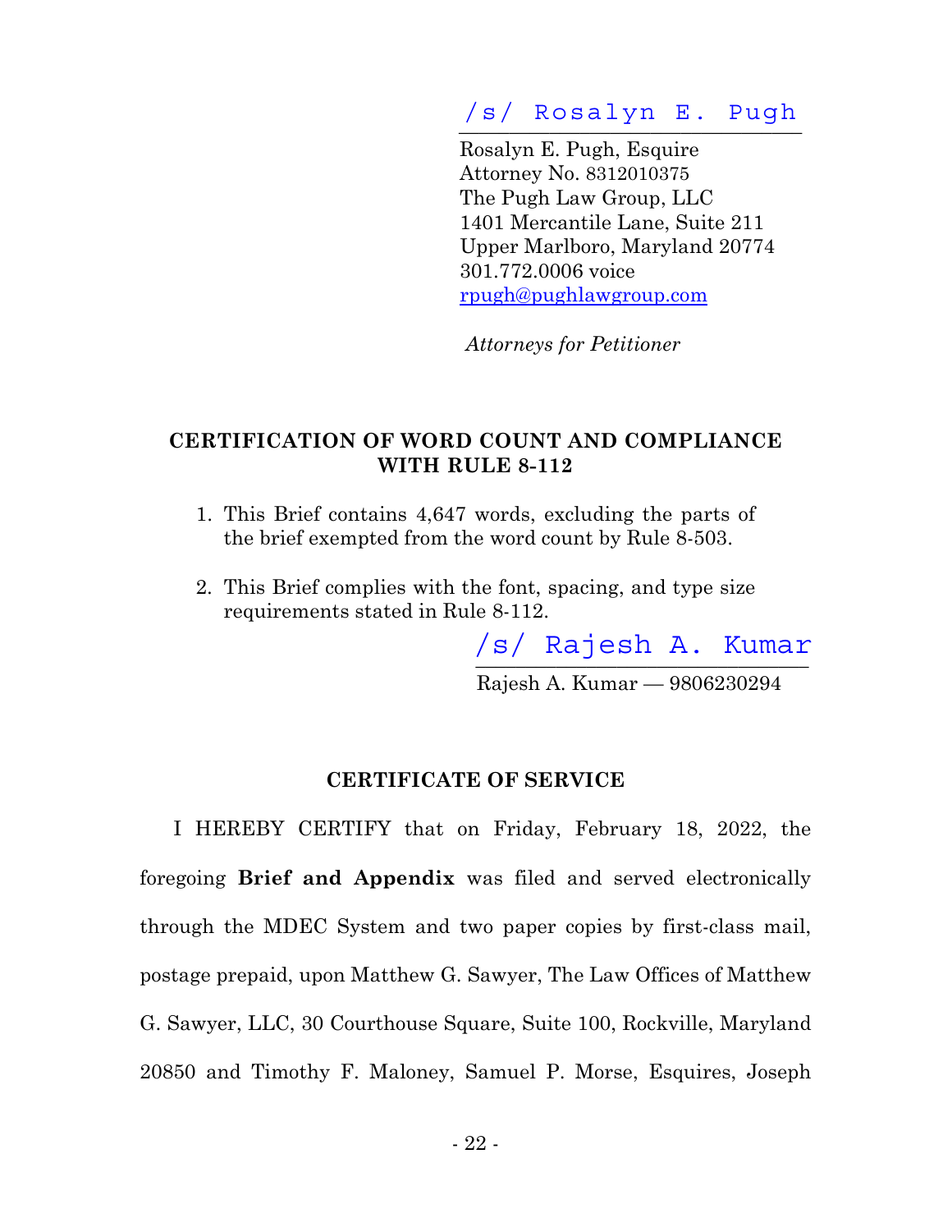/s/ Rosalyn E. Pugh

Rosalyn E. Pugh, Esquire
Attorney No. 8312010375
The Pugh Law Group, LLC
1401 Mercantile Lane, Suite 211
Upper Marlboro, Maryland 20774
301.772.0006 voice
rpugh@pughlawgroup.com

*Attorneys for Petitioner*

**CERTIFICATION OF WORD COUNT AND COMPLIANCE WITH RULE 8-112**

1. This Brief contains 4,647 words, excluding the parts of the brief exempted from the word count by Rule 8-503.

2. This Brief complies with the font, spacing, and type size requirements stated in Rule 8-112.

/s/ Rajesh A. Kumar

Rajesh A. Kumar — 9806230294

**CERTIFICATE OF SERVICE**

I HEREBY CERTIFY that on Friday, February 18, 2022, the foregoing **Brief and Appendix** was filed and served electronically through the MDEC System and two paper copies by first-class mail, postage prepaid, upon Matthew G. Sawyer, The Law Offices of Matthew G. Sawyer, LLC, 30 Courthouse Square, Suite 100, Rockville, Maryland 20850 and Timothy F. Maloney, Samuel P. Morse, Esquires, Joseph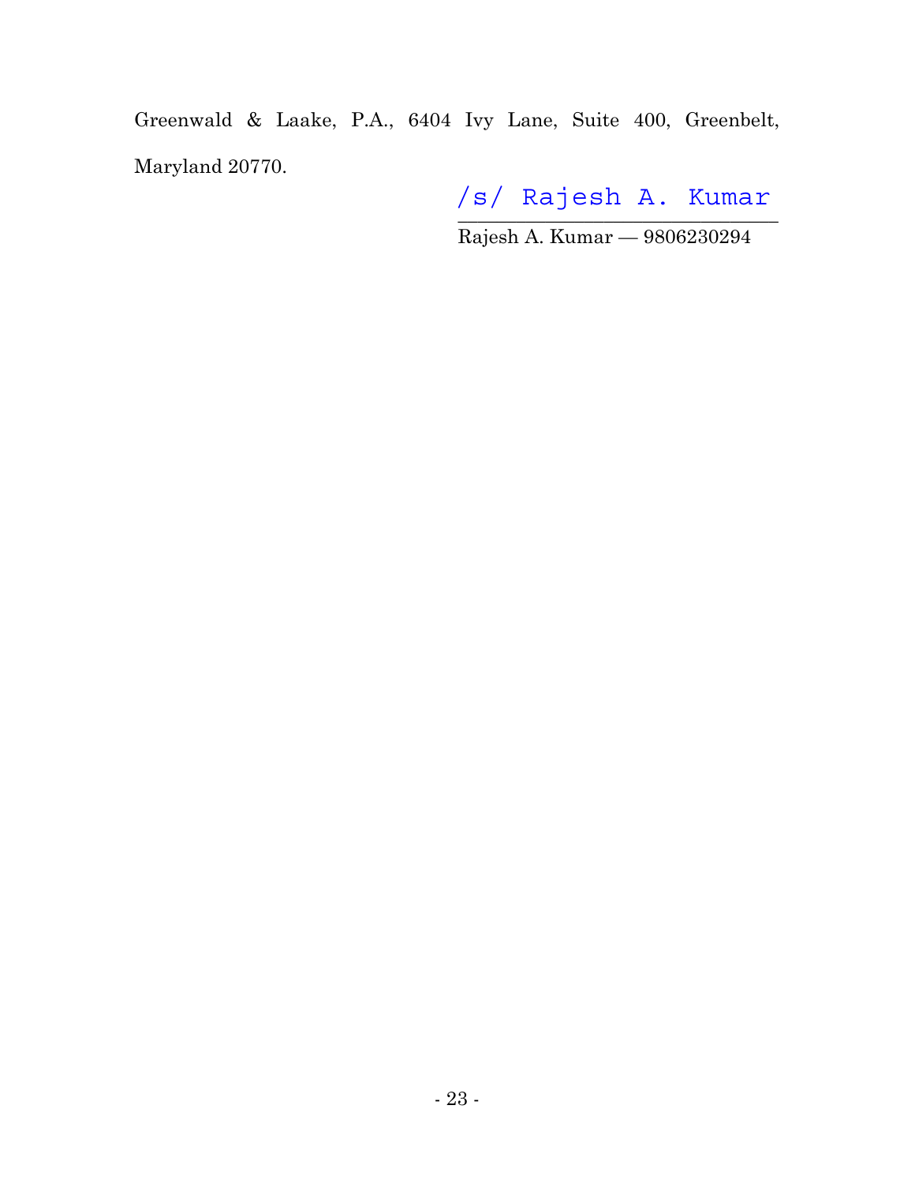Greenwald & Laake, P.A., 6404 Ivy Lane, Suite 400, Greenbelt, Maryland 20770.

/s/ Rajesh A. Kumar

Rajesh A. Kumar — 9806230294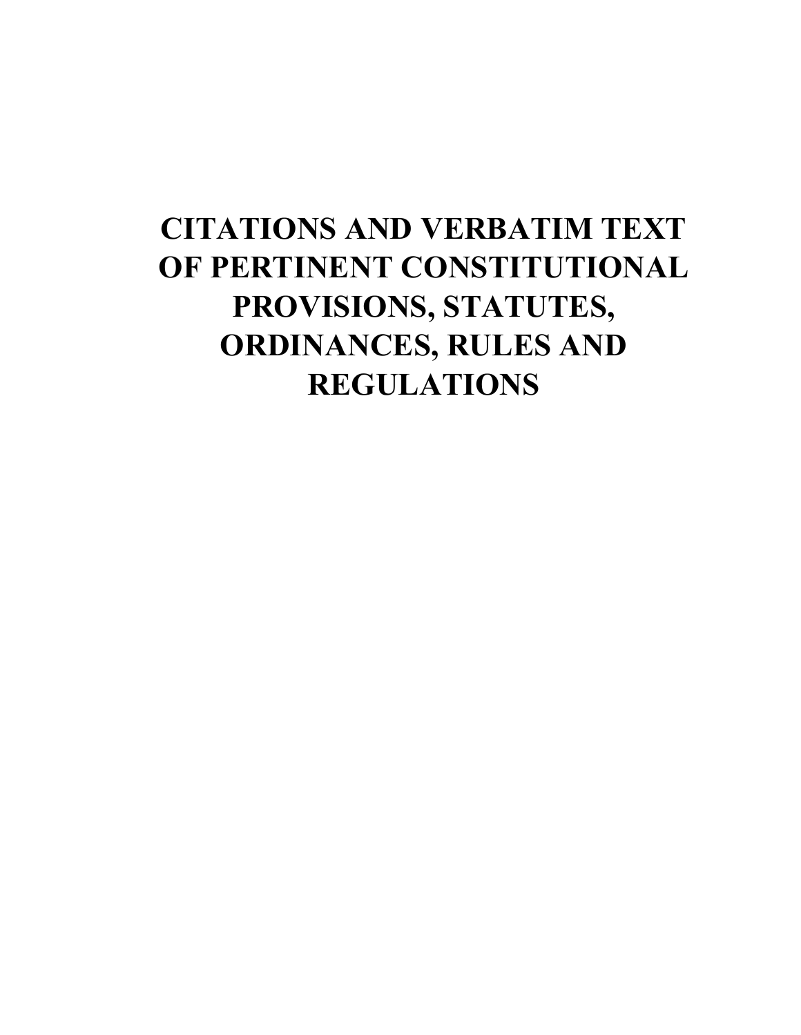# CITATIONS AND VERBATIM TEXT OF PERTINENT CONSTITUTIONAL PROVISIONS, STATUTES, ORDINANCES, RULES AND REGULATIONS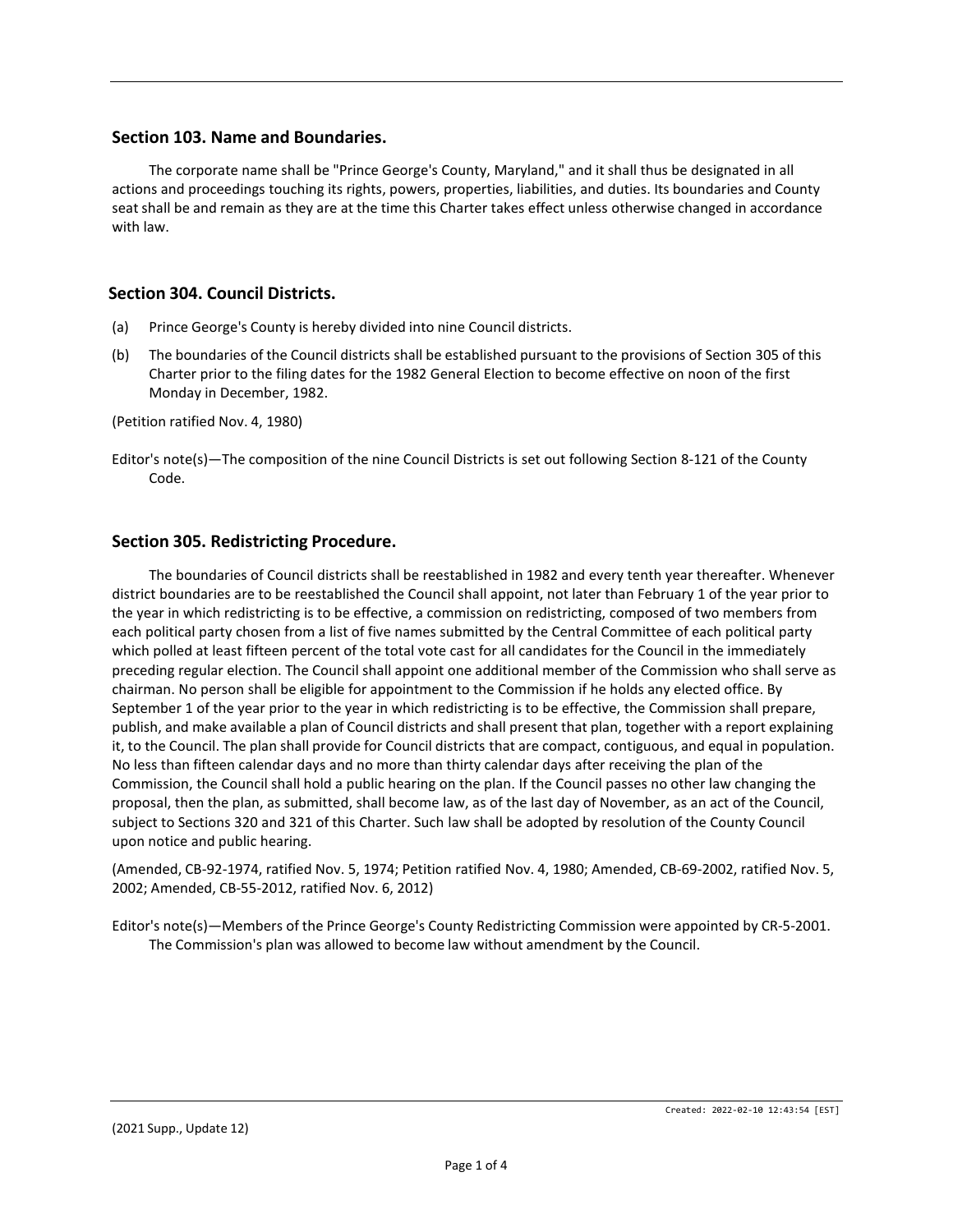## Section 103. Name and Boundaries.

The corporate name shall be "Prince George's County, Maryland," and it shall thus be designated in all actions and proceedings touching its rights, powers, properties, liabilities, and duties. Its boundaries and County seat shall be and remain as they are at the time this Charter takes effect unless otherwise changed in accordance with law.

## Section 304. Council Districts.

(a) Prince George's County is hereby divided into nine Council districts.

(b) The boundaries of the Council districts shall be established pursuant to the provisions of Section 305 of this Charter prior to the filing dates for the 1982 General Election to become effective on noon of the first Monday in December, 1982.

(Petition ratified Nov. 4, 1980)

Editor's note(s)—The composition of the nine Council Districts is set out following Section 8-121 of the County Code.

## Section 305. Redistricting Procedure.

The boundaries of Council districts shall be reestablished in 1982 and every tenth year thereafter. Whenever district boundaries are to be reestablished the Council shall appoint, not later than February 1 of the year prior to the year in which redistricting is to be effective, a commission on redistricting, composed of two members from each political party chosen from a list of five names submitted by the Central Committee of each political party which polled at least fifteen percent of the total vote cast for all candidates for the Council in the immediately preceding regular election. The Council shall appoint one additional member of the Commission who shall serve as chairman. No person shall be eligible for appointment to the Commission if he holds any elected office. By September 1 of the year prior to the year in which redistricting is to be effective, the Commission shall prepare, publish, and make available a plan of Council districts and shall present that plan, together with a report explaining it, to the Council. The plan shall provide for Council districts that are compact, contiguous, and equal in population. No less than fifteen calendar days and no more than thirty calendar days after receiving the plan of the Commission, the Council shall hold a public hearing on the plan. If the Council passes no other law changing the proposal, then the plan, as submitted, shall become law, as of the last day of November, as an act of the Council, subject to Sections 320 and 321 of this Charter. Such law shall be adopted by resolution of the County Council upon notice and public hearing.

(Amended, CB-92-1974, ratified Nov. 5, 1974; Petition ratified Nov. 4, 1980; Amended, CB-69-2002, ratified Nov. 5, 2002; Amended, CB-55-2012, ratified Nov. 6, 2012)

Editor's note(s)—Members of the Prince George's County Redistricting Commission were appointed by CR-5-2001. The Commission's plan was allowed to become law without amendment by the Council.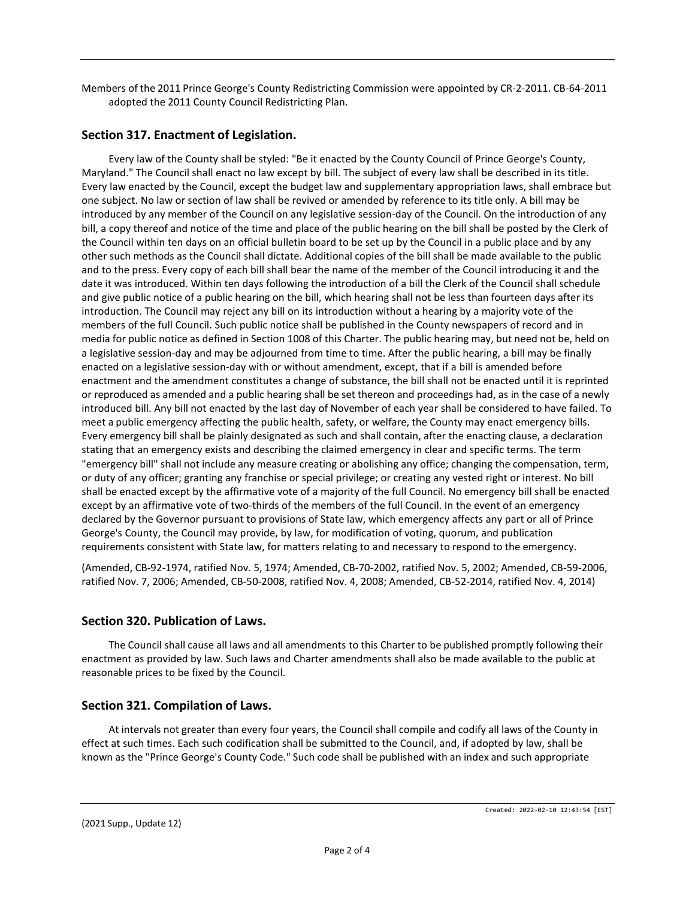Members of the 2011 Prince George's County Redistricting Commission were appointed by CR-2-2011. CB-64-2011 adopted the 2011 County Council Redistricting Plan.

## Section 317. Enactment of Legislation.

Every law of the County shall be styled: "Be it enacted by the County Council of Prince George's County, Maryland." The Council shall enact no law except by bill. The subject of every law shall be described in its title. Every law enacted by the Council, except the budget law and supplementary appropriation laws, shall embrace but one subject. No law or section of law shall be revived or amended by reference to its title only. A bill may be introduced by any member of the Council on any legislative session-day of the Council. On the introduction of any bill, a copy thereof and notice of the time and place of the public hearing on the bill shall be posted by the Clerk of the Council within ten days on an official bulletin board to be set up by the Council in a public place and by any other such methods as the Council shall dictate. Additional copies of the bill shall be made available to the public and to the press. Every copy of each bill shall bear the name of the member of the Council introducing it and the date it was introduced. Within ten days following the introduction of a bill the Clerk of the Council shall schedule and give public notice of a public hearing on the bill, which hearing shall not be less than fourteen days after its introduction. The Council may reject any bill on its introduction without a hearing by a majority vote of the members of the full Council. Such public notice shall be published in the County newspapers of record and in media for public notice as defined in Section 1008 of this Charter. The public hearing may, but need not be, held on a legislative session-day and may be adjourned from time to time. After the public hearing, a bill may be finally enacted on a legislative session-day with or without amendment, except, that if a bill is amended before enactment and the amendment constitutes a change of substance, the bill shall not be enacted until it is reprinted or reproduced as amended and a public hearing shall be set thereon and proceedings had, as in the case of a newly introduced bill. Any bill not enacted by the last day of November of each year shall be considered to have failed. To meet a public emergency affecting the public health, safety, or welfare, the County may enact emergency bills. Every emergency bill shall be plainly designated as such and shall contain, after the enacting clause, a declaration stating that an emergency exists and describing the claimed emergency in clear and specific terms. The term "emergency bill" shall not include any measure creating or abolishing any office; changing the compensation, term, or duty of any officer; granting any franchise or special privilege; or creating any vested right or interest. No bill shall be enacted except by the affirmative vote of a majority of the full Council. No emergency bill shall be enacted except by an affirmative vote of two-thirds of the members of the full Council. In the event of an emergency declared by the Governor pursuant to provisions of State law, which emergency affects any part or all of Prince George's County, the Council may provide, by law, for modification of voting, quorum, and publication requirements consistent with State law, for matters relating to and necessary to respond to the emergency.

(Amended, CB-92-1974, ratified Nov. 5, 1974; Amended, CB-70-2002, ratified Nov. 5, 2002; Amended, CB-59-2006, ratified Nov. 7, 2006; Amended, CB-50-2008, ratified Nov. 4, 2008; Amended, CB-52-2014, ratified Nov. 4, 2014)

## Section 320. Publication of Laws.

The Council shall cause all laws and all amendments to this Charter to be published promptly following their enactment as provided by law. Such laws and Charter amendments shall also be made available to the public at reasonable prices to be fixed by the Council.

## Section 321. Compilation of Laws.

At intervals not greater than every four years, the Council shall compile and codify all laws of the County in effect at such times. Each such codification shall be submitted to the Council, and, if adopted by law, shall be known as the "Prince George's County Code." Such code shall be published with an index and such appropriate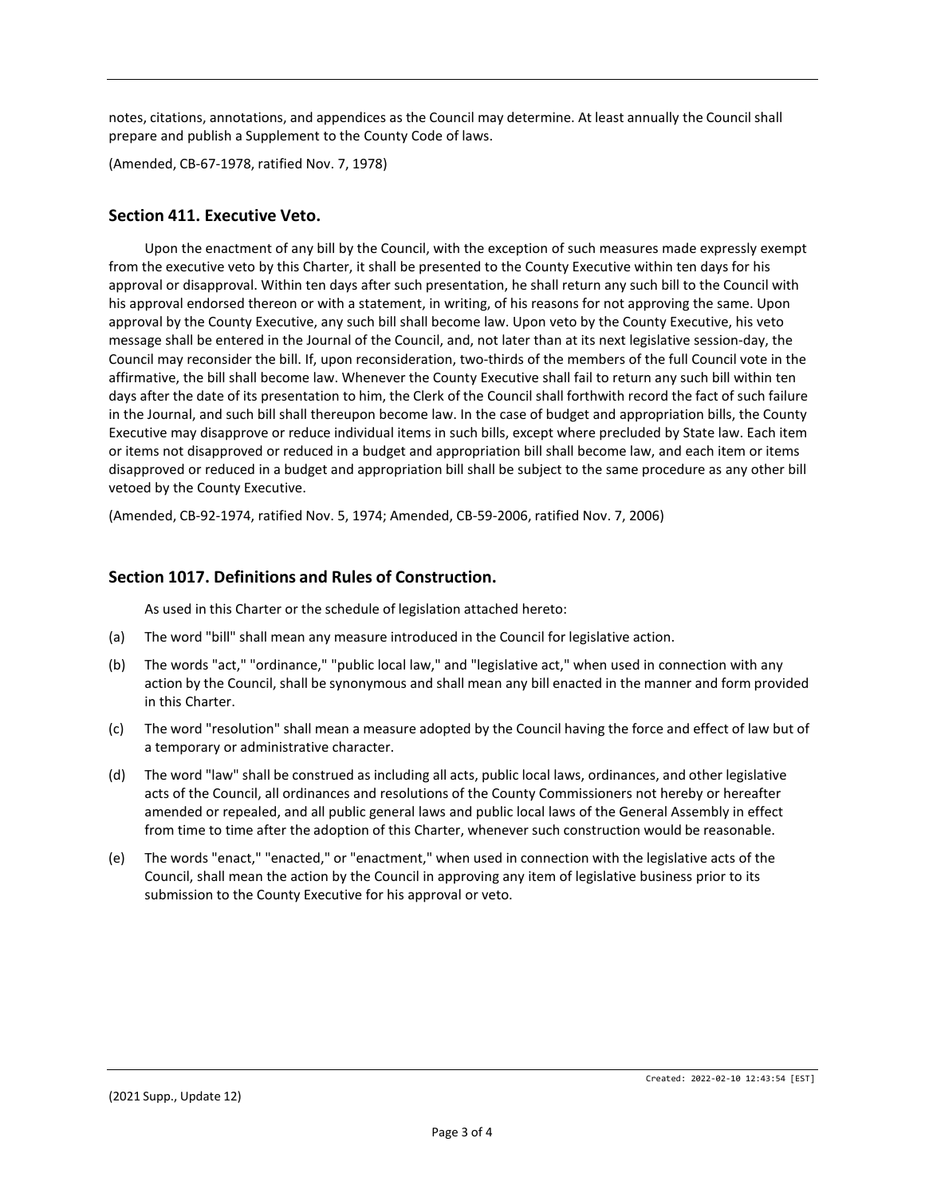notes, citations, annotations, and appendices as the Council may determine. At least annually the Council shall prepare and publish a Supplement to the County Code of laws.

(Amended, CB-67-1978, ratified Nov. 7, 1978)

## Section 411. Executive Veto.

Upon the enactment of any bill by the Council, with the exception of such measures made expressly exempt from the executive veto by this Charter, it shall be presented to the County Executive within ten days for his approval or disapproval. Within ten days after such presentation, he shall return any such bill to the Council with his approval endorsed thereon or with a statement, in writing, of his reasons for not approving the same. Upon approval by the County Executive, any such bill shall become law. Upon veto by the County Executive, his veto message shall be entered in the Journal of the Council, and, not later than at its next legislative session-day, the Council may reconsider the bill. If, upon reconsideration, two-thirds of the members of the full Council vote in the affirmative, the bill shall become law. Whenever the County Executive shall fail to return any such bill within ten days after the date of its presentation to him, the Clerk of the Council shall forthwith record the fact of such failure in the Journal, and such bill shall thereupon become law. In the case of budget and appropriation bills, the County Executive may disapprove or reduce individual items in such bills, except where precluded by State law. Each item or items not disapproved or reduced in a budget and appropriation bill shall become law, and each item or items disapproved or reduced in a budget and appropriation bill shall be subject to the same procedure as any other bill vetoed by the County Executive.

(Amended, CB-92-1974, ratified Nov. 5, 1974; Amended, CB-59-2006, ratified Nov. 7, 2006)

## Section 1017. Definitions and Rules of Construction.

As used in this Charter or the schedule of legislation attached hereto:

(a) The word "bill" shall mean any measure introduced in the Council for legislative action.

(b) The words "act," "ordinance," "public local law," and "legislative act," when used in connection with any action by the Council, shall be synonymous and shall mean any bill enacted in the manner and form provided in this Charter.

(c) The word "resolution" shall mean a measure adopted by the Council having the force and effect of law but of a temporary or administrative character.

(d) The word "law" shall be construed as including all acts, public local laws, ordinances, and other legislative acts of the Council, all ordinances and resolutions of the County Commissioners not hereby or hereafter amended or repealed, and all public general laws and public local laws of the General Assembly in effect from time to time after the adoption of this Charter, whenever such construction would be reasonable.

(e) The words "enact," "enacted," or "enactment," when used in connection with the legislative acts of the Council, shall mean the action by the Council in approving any item of legislative business prior to its submission to the County Executive for his approval or veto.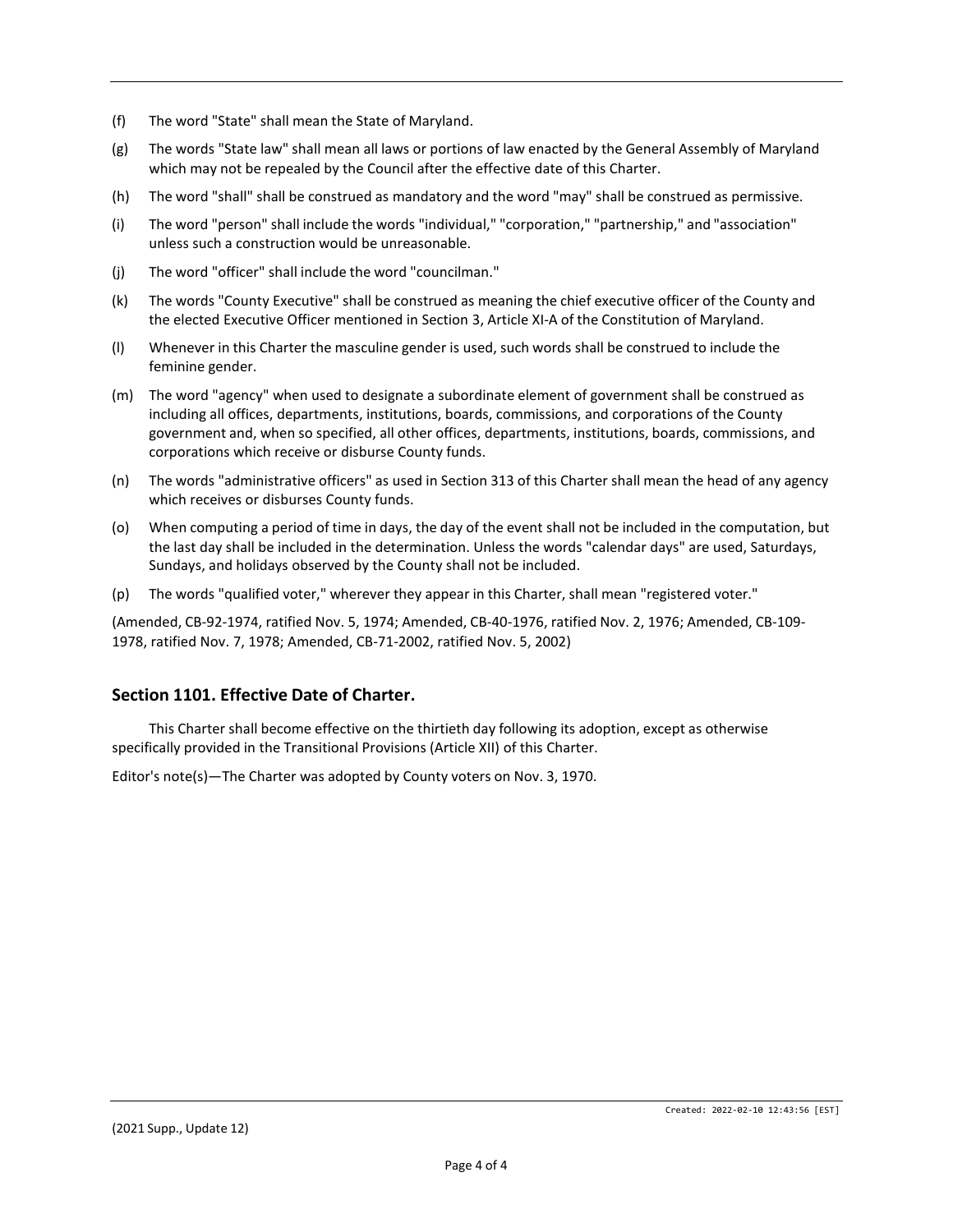(f) The word "State" shall mean the State of Maryland.

(g) The words "State law" shall mean all laws or portions of law enacted by the General Assembly of Maryland which may not be repealed by the Council after the effective date of this Charter.

(h) The word "shall" shall be construed as mandatory and the word "may" shall be construed as permissive.

(i) The word "person" shall include the words "individual," "corporation," "partnership," and "association" unless such a construction would be unreasonable.

(j) The word "officer" shall include the word "councilman."

(k) The words "County Executive" shall be construed as meaning the chief executive officer of the County and the elected Executive Officer mentioned in Section 3, Article XI-A of the Constitution of Maryland.

(l) Whenever in this Charter the masculine gender is used, such words shall be construed to include the feminine gender.

(m) The word "agency" when used to designate a subordinate element of government shall be construed as including all offices, departments, institutions, boards, commissions, and corporations of the County government and, when so specified, all other offices, departments, institutions, boards, commissions, and corporations which receive or disburse County funds.

(n) The words "administrative officers" as used in Section 313 of this Charter shall mean the head of any agency which receives or disburses County funds.

(o) When computing a period of time in days, the day of the event shall not be included in the computation, but the last day shall be included in the determination. Unless the words "calendar days" are used, Saturdays, Sundays, and holidays observed by the County shall not be included.

(p) The words "qualified voter," wherever they appear in this Charter, shall mean "registered voter."

(Amended, CB-92-1974, ratified Nov. 5, 1974; Amended, CB-40-1976, ratified Nov. 2, 1976; Amended, CB-109-1978, ratified Nov. 7, 1978; Amended, CB-71-2002, ratified Nov. 5, 2002)

## Section 1101. Effective Date of Charter.

This Charter shall become effective on the thirtieth day following its adoption, except as otherwise specifically provided in the Transitional Provisions (Article XII) of this Charter.

Editor's note(s)—The Charter was adopted by County voters on Nov. 3, 1970.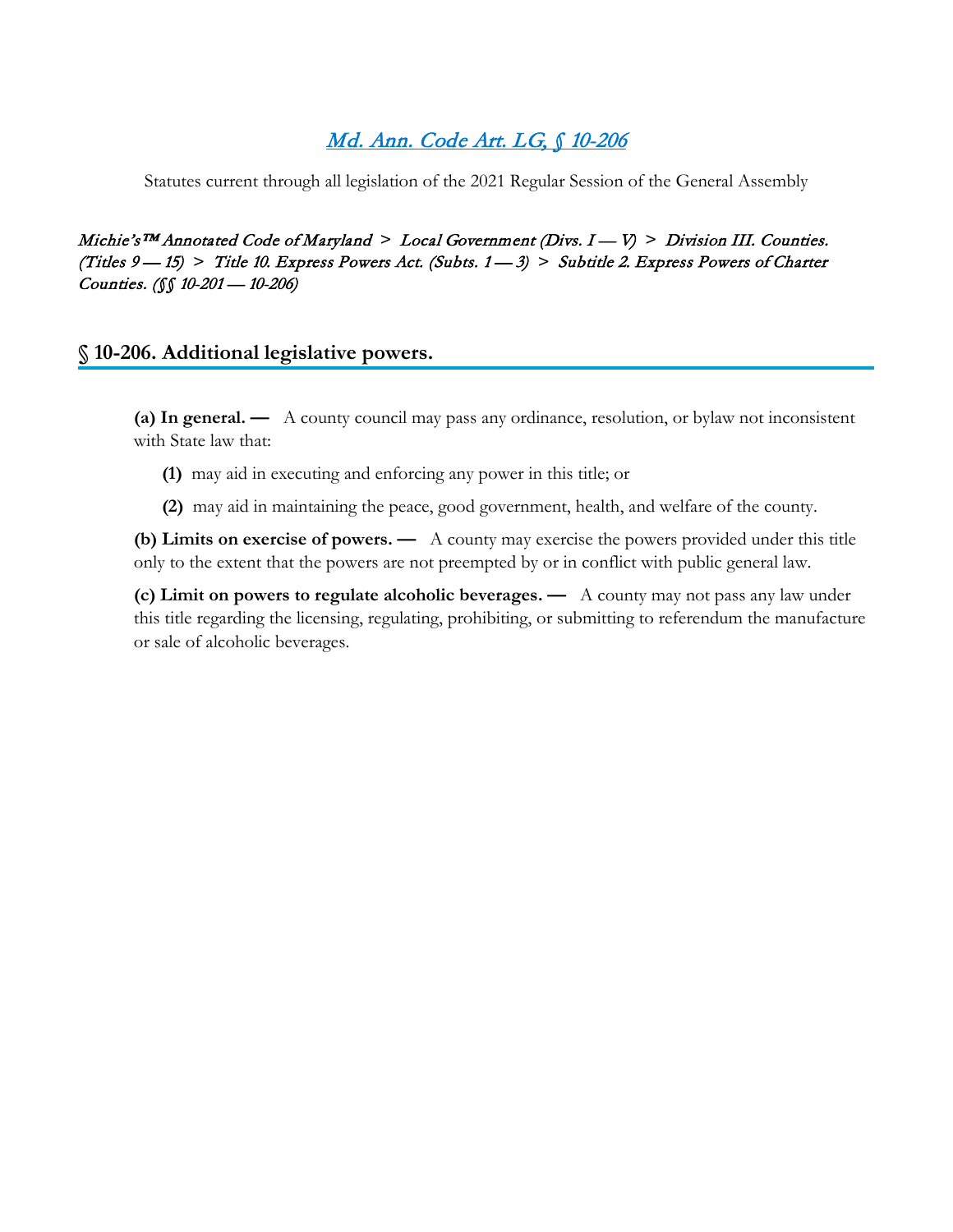[*Md. Ann. Code Art. LG, § 10-206*]

Statutes current through all legislation of the 2021 Regular Session of the General Assembly

*Michie's™ Annotated Code of Maryland > Local Government (Divs. I — V) > Division III. Counties. (Titles 9 — 15) > Title 10. Express Powers Act. (Subts. 1 — 3) > Subtitle 2. Express Powers of Charter Counties. (§§ 10-201 — 10-206)*

## § 10-206. Additional legislative powers.

**(a) In general. —** A county council may pass any ordinance, resolution, or bylaw not inconsistent with State law that:

**(1)** may aid in executing and enforcing any power in this title; or

**(2)** may aid in maintaining the peace, good government, health, and welfare of the county.

**(b) Limits on exercise of powers. —** A county may exercise the powers provided under this title only to the extent that the powers are not preempted by or in conflict with public general law.

**(c) Limit on powers to regulate alcoholic beverages. —** A county may not pass any law under this title regarding the licensing, regulating, prohibiting, or submitting to referendum the manufacture or sale of alcoholic beverages.